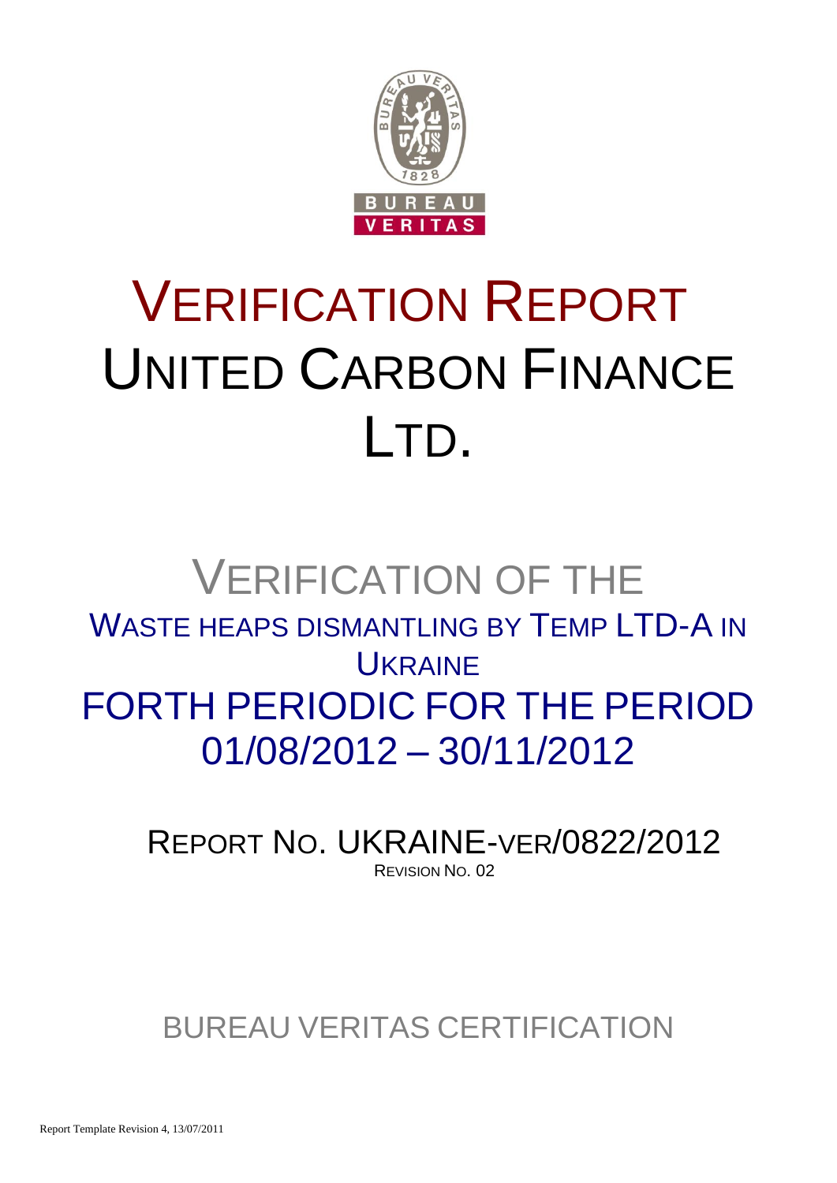# VERIFICATION REPORT UNITED CARBON FINANCE LTD.

## VERIFICATION OF THE WASTE HEAPS DISMANTLING BY TEMP LTD-A IN UKRAINE FORTH PERIODIC FOR THE PERIOD 01/08/2012 – 30/11/2012

REPORT NO. UKRAINE-VER/0822/2012

REVISION NO. 02

BUREAU VERITAS CERTIFICATION

Report Template Revision 4, 13/07/2011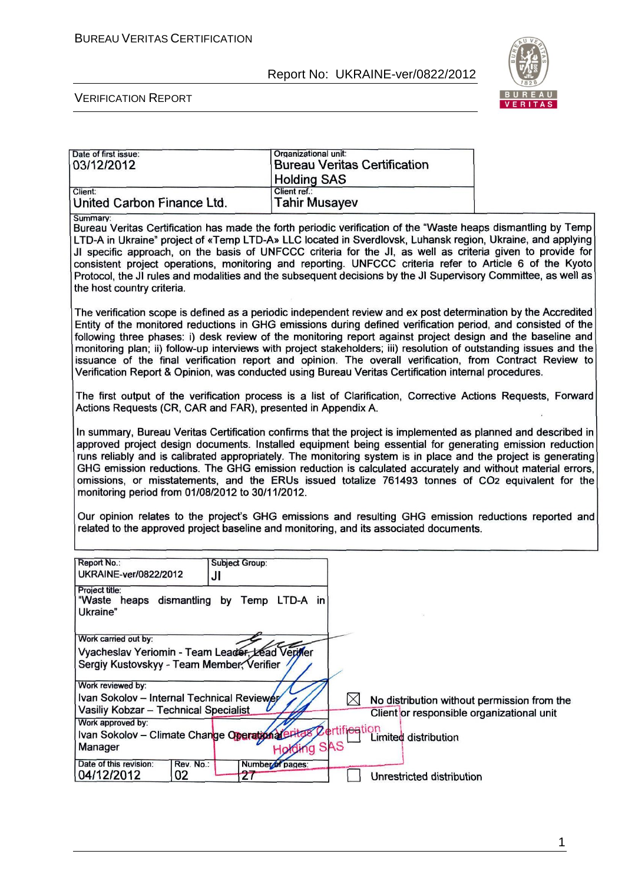| Date of first issue: 03/12/2012 | Organizational unit: Bureau Veritas Certification Holding SAS |
|---|---|
| Client: United Carbon Finance Ltd. | Client ref.: Tahir Musayev |

Summary:

Bureau Veritas Certification has made the forth periodic verification of the "Waste heaps dismantling by Temp LTD-A in Ukraine" project of «Temp LTD-A» LLC located in Sverdlovsk, Luhansk region, Ukraine, and applying JI specific approach, on the basis of UNFCCC criteria for the JI, as well as criteria given to provide for consistent project operations, monitoring and reporting. UNFCCC criteria refer to Article 6 of the Kyoto Protocol, the JI rules and modalities and the subsequent decisions by the JI Supervisory Committee, as well as the host country criteria.

The verification scope is defined as a periodic independent review and ex post determination by the Accredited Entity of the monitored reductions in GHG emissions during defined verification period, and consisted of the following three phases: i) desk review of the monitoring report against project design and the baseline and monitoring plan; ii) follow-up interviews with project stakeholders; iii) resolution of outstanding issues and the issuance of the final verification report and opinion. The overall verification, from Contract Review to Verification Report & Opinion, was conducted using Bureau Veritas Certification internal procedures.

The first output of the verification process is a list of Clarification, Corrective Actions Requests, Forward Actions Requests (CR, CAR and FAR), presented in Appendix A.

In summary, Bureau Veritas Certification confirms that the project is implemented as planned and described in approved project design documents. Installed equipment being essential for generating emission reduction runs reliably and is calibrated appropriately. The monitoring system is in place and the project is generating GHG emission reductions. The GHG emission reduction is calculated accurately and without material errors, omissions, or misstatements, and the ERUs issued totalize 761493 tonnes of $CO_2$ equivalent for the monitoring period from 01/08/2012 to 30/11/2012.

Our opinion relates to the project's GHG emissions and resulting GHG emission reductions reported and related to the approved project baseline and monitoring, and its associated documents.

| Report No.: UKRAINE-ver/0822/2012 | Subject Group: JI | |
|---|---|---|
| Project title: "Waste heaps dismantling by Temp LTD-A in Ukraine" | | |
| Work carried out by: Vyacheslav Yeriomin - Team Leader, Lead Verifier; Sergiy Kustovskyy - Team Member, Verifier | | |
| Work reviewed by: Ivan Sokolov – Internal Technical Reviewer; Vasiliy Kobzar – Technical Specialist | | |
| Work approved by: Ivan Sokolov – Climate Change Operational Manager | | |
| Date of this revision: 04/12/2012 | Rev. No.: 02 | Number of pages: 27 |

☒ No distribution without permission from the Client or responsible organizational unit

☐ Limited distribution

☐ Unrestricted distribution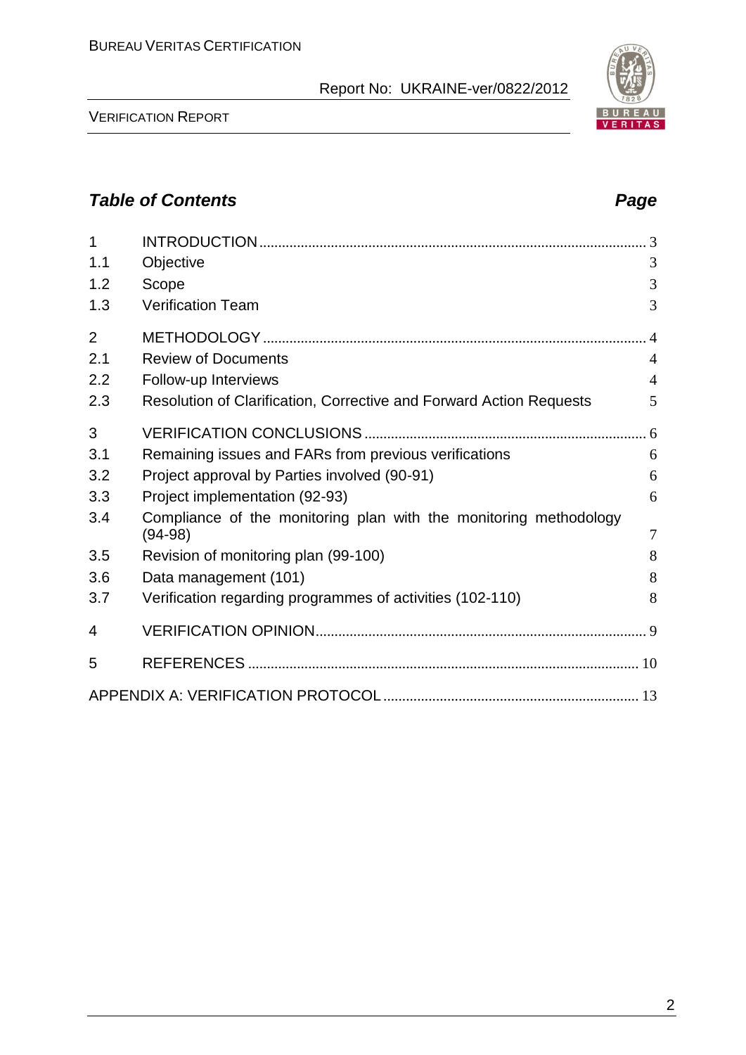## *Table of Contents* *Page*

| | | |
|---|---|---|
| 1 | INTRODUCTION | 3 |
| 1.1 | Objective | 3 |
| 1.2 | Scope | 3 |
| 1.3 | Verification Team | 3 |
| 2 | METHODOLOGY | 4 |
| 2.1 | Review of Documents | 4 |
| 2.2 | Follow-up Interviews | 4 |
| 2.3 | Resolution of Clarification, Corrective and Forward Action Requests | 5 |
| 3 | VERIFICATION CONCLUSIONS | 6 |
| 3.1 | Remaining issues and FARs from previous verifications | 6 |
| 3.2 | Project approval by Parties involved (90-91) | 6 |
| 3.3 | Project implementation (92-93) | 6 |
| 3.4 | Compliance of the monitoring plan with the monitoring methodology (94-98) | 7 |
| 3.5 | Revision of monitoring plan (99-100) | 8 |
| 3.6 | Data management (101) | 8 |
| 3.7 | Verification regarding programmes of activities (102-110) | 8 |
| 4 | VERIFICATION OPINION | 9 |
| 5 | REFERENCES | 10 |
| | APPENDIX A: VERIFICATION PROTOCOL | 13 |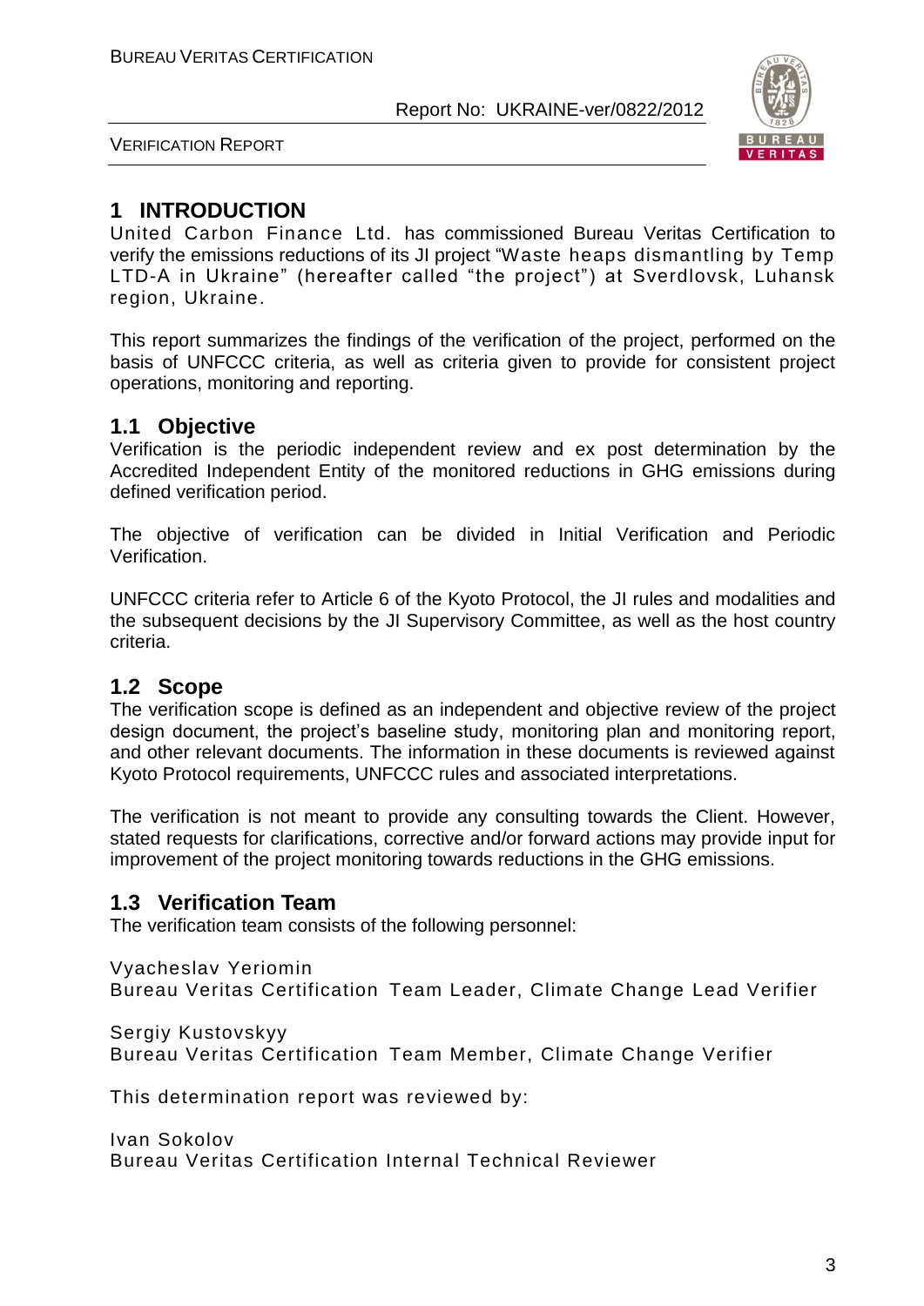# 1 INTRODUCTION

United Carbon Finance Ltd. has commissioned Bureau Veritas Certification to verify the emissions reductions of its JI project "Waste heaps dismantling by Temp LTD-A in Ukraine" (hereafter called "the project") at Sverdlovsk, Luhansk region, Ukraine.

This report summarizes the findings of the verification of the project, performed on the basis of UNFCCC criteria, as well as criteria given to provide for consistent project operations, monitoring and reporting.

## 1.1 Objective

Verification is the periodic independent review and ex post determination by the Accredited Independent Entity of the monitored reductions in GHG emissions during defined verification period.

The objective of verification can be divided in Initial Verification and Periodic Verification.

UNFCCC criteria refer to Article 6 of the Kyoto Protocol, the JI rules and modalities and the subsequent decisions by the JI Supervisory Committee, as well as the host country criteria.

## 1.2 Scope

The verification scope is defined as an independent and objective review of the project design document, the project's baseline study, monitoring plan and monitoring report, and other relevant documents. The information in these documents is reviewed against Kyoto Protocol requirements, UNFCCC rules and associated interpretations.

The verification is not meant to provide any consulting towards the Client. However, stated requests for clarifications, corrective and/or forward actions may provide input for improvement of the project monitoring towards reductions in the GHG emissions.

## 1.3 Verification Team

The verification team consists of the following personnel:

Vyacheslav Yeriomin
Bureau Veritas Certification Team Leader, Climate Change Lead Verifier

Sergiy Kustovskyy
Bureau Veritas Certification Team Member, Climate Change Verifier

This determination report was reviewed by:

Ivan Sokolov
Bureau Veritas Certification Internal Technical Reviewer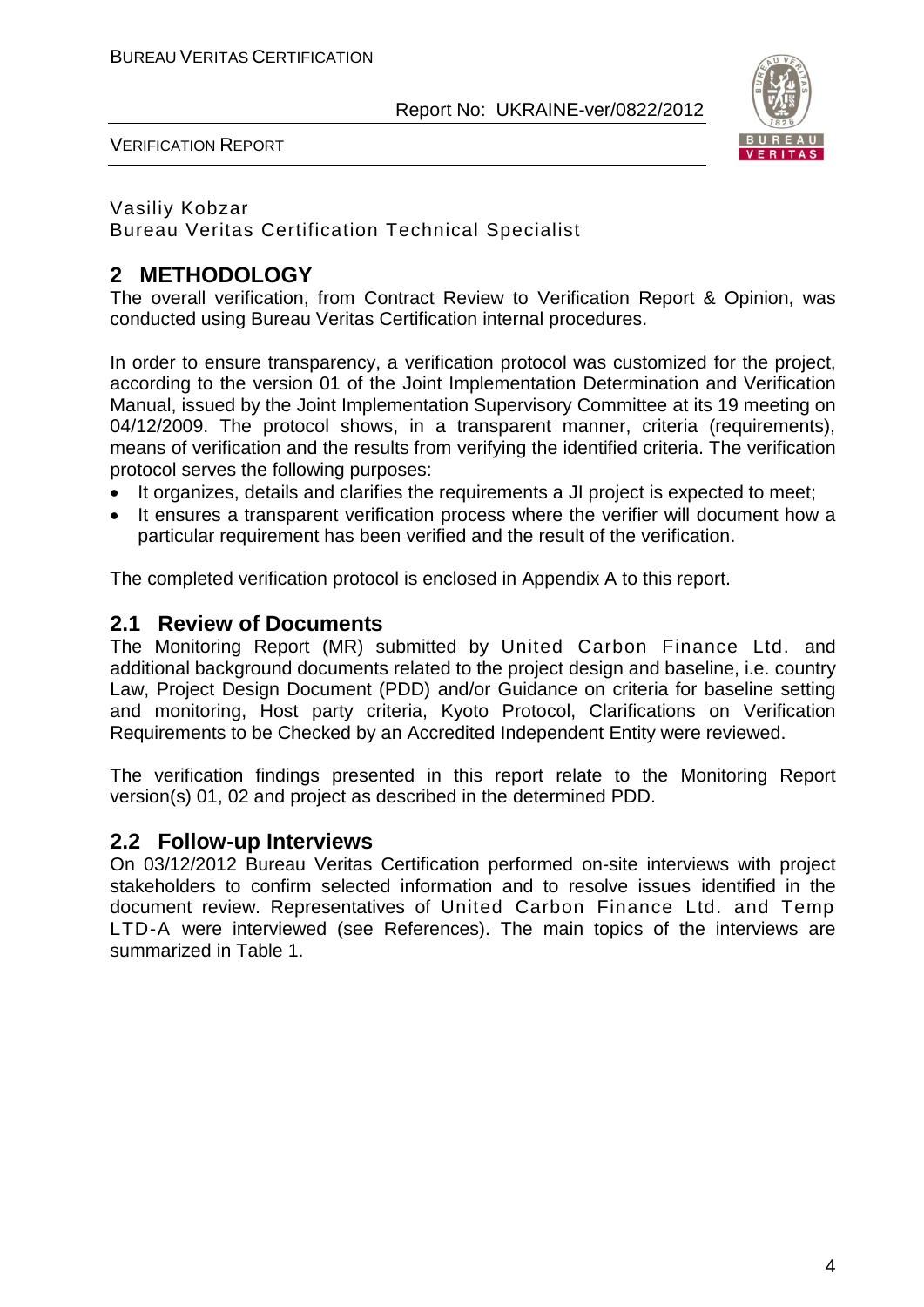Vasiliy Kobzar
Bureau Veritas Certification Technical Specialist

## 2 METHODOLOGY

The overall verification, from Contract Review to Verification Report & Opinion, was conducted using Bureau Veritas Certification internal procedures.

In order to ensure transparency, a verification protocol was customized for the project, according to the version 01 of the Joint Implementation Determination and Verification Manual, issued by the Joint Implementation Supervisory Committee at its 19 meeting on 04/12/2009. The protocol shows, in a transparent manner, criteria (requirements), means of verification and the results from verifying the identified criteria. The verification protocol serves the following purposes:

- It organizes, details and clarifies the requirements a JI project is expected to meet;
- It ensures a transparent verification process where the verifier will document how a particular requirement has been verified and the result of the verification.

The completed verification protocol is enclosed in Appendix A to this report.

### 2.1 Review of Documents

The Monitoring Report (MR) submitted by United Carbon Finance Ltd. and additional background documents related to the project design and baseline, i.e. country Law, Project Design Document (PDD) and/or Guidance on criteria for baseline setting and monitoring, Host party criteria, Kyoto Protocol, Clarifications on Verification Requirements to be Checked by an Accredited Independent Entity were reviewed.

The verification findings presented in this report relate to the Monitoring Report version(s) 01, 02 and project as described in the determined PDD.

### 2.2 Follow-up Interviews

On 03/12/2012 Bureau Veritas Certification performed on-site interviews with project stakeholders to confirm selected information and to resolve issues identified in the document review. Representatives of United Carbon Finance Ltd. and Temp LTD-A were interviewed (see References). The main topics of the interviews are summarized in Table 1.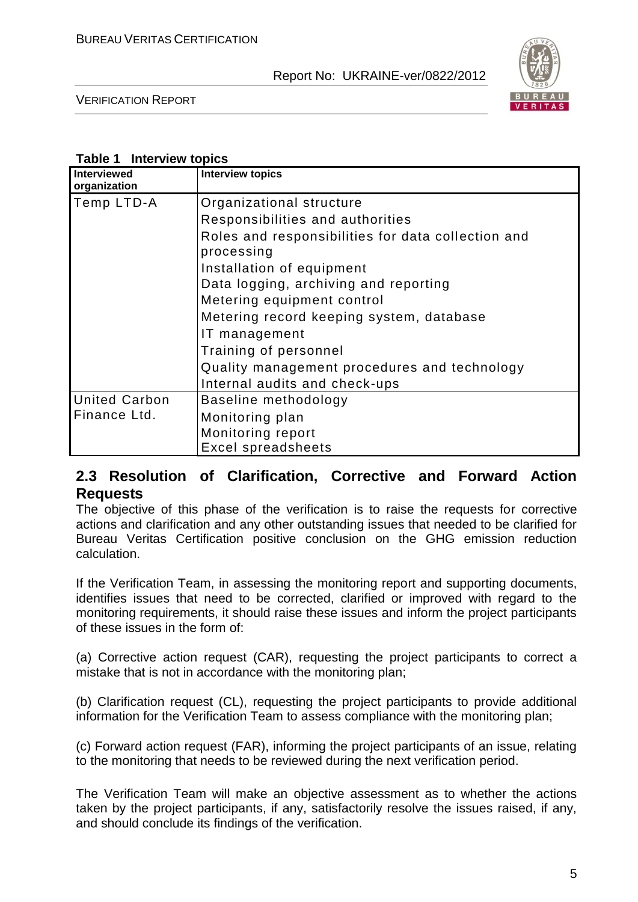**Table 1 Interview topics**

| Interviewed organization | Interview topics |
|---|---|
| Temp LTD-A | Organizational structure<br>Responsibilities and authorities<br>Roles and responsibilities for data collection and processing<br>Installation of equipment<br>Data logging, archiving and reporting<br>Metering equipment control<br>Metering record keeping system, database<br>IT management<br>Training of personnel<br>Quality management procedures and technology<br>Internal audits and check-ups |
| United Carbon Finance Ltd. | Baseline methodology<br>Monitoring plan<br>Monitoring report<br>Excel spreadsheets |

## 2.3 Resolution of Clarification, Corrective and Forward Action Requests

The objective of this phase of the verification is to raise the requests for corrective actions and clarification and any other outstanding issues that needed to be clarified for Bureau Veritas Certification positive conclusion on the GHG emission reduction calculation.

If the Verification Team, in assessing the monitoring report and supporting documents, identifies issues that need to be corrected, clarified or improved with regard to the monitoring requirements, it should raise these issues and inform the project participants of these issues in the form of:

(a) Corrective action request (CAR), requesting the project participants to correct a mistake that is not in accordance with the monitoring plan;

(b) Clarification request (CL), requesting the project participants to provide additional information for the Verification Team to assess compliance with the monitoring plan;

(c) Forward action request (FAR), informing the project participants of an issue, relating to the monitoring that needs to be reviewed during the next verification period.

The Verification Team will make an objective assessment as to whether the actions taken by the project participants, if any, satisfactorily resolve the issues raised, if any, and should conclude its findings of the verification.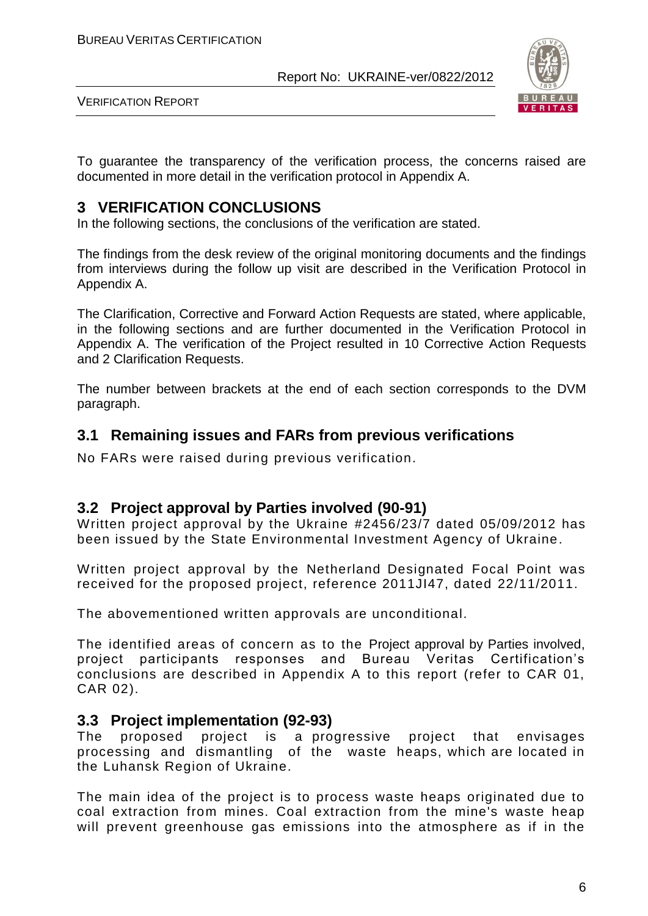To guarantee the transparency of the verification process, the concerns raised are documented in more detail in the verification protocol in Appendix A.

# 3 VERIFICATION CONCLUSIONS

In the following sections, the conclusions of the verification are stated.

The findings from the desk review of the original monitoring documents and the findings from interviews during the follow up visit are described in the Verification Protocol in Appendix A.

The Clarification, Corrective and Forward Action Requests are stated, where applicable, in the following sections and are further documented in the Verification Protocol in Appendix A. The verification of the Project resulted in 10 Corrective Action Requests and 2 Clarification Requests.

The number between brackets at the end of each section corresponds to the DVM paragraph.

## 3.1 Remaining issues and FARs from previous verifications

No FARs were raised during previous verification.

## 3.2 Project approval by Parties involved (90-91)

Written project approval by the Ukraine #2456/23/7 dated 05/09/2012 has been issued by the State Environmental Investment Agency of Ukraine.

Written project approval by the Netherland Designated Focal Point was received for the proposed project, reference 2011JI47, dated 22/11/2011.

The abovementioned written approvals are unconditional.

The identified areas of concern as to the Project approval by Parties involved, project participants responses and Bureau Veritas Certification's conclusions are described in Appendix A to this report (refer to CAR 01, CAR 02).

## 3.3 Project implementation (92-93)

The proposed project is a progressive project that envisages processing and dismantling of the waste heaps, which are located in the Luhansk Region of Ukraine.

The main idea of the project is to process waste heaps originated due to coal extraction from mines. Coal extraction from the mine's waste heap will prevent greenhouse gas emissions into the atmosphere as if in the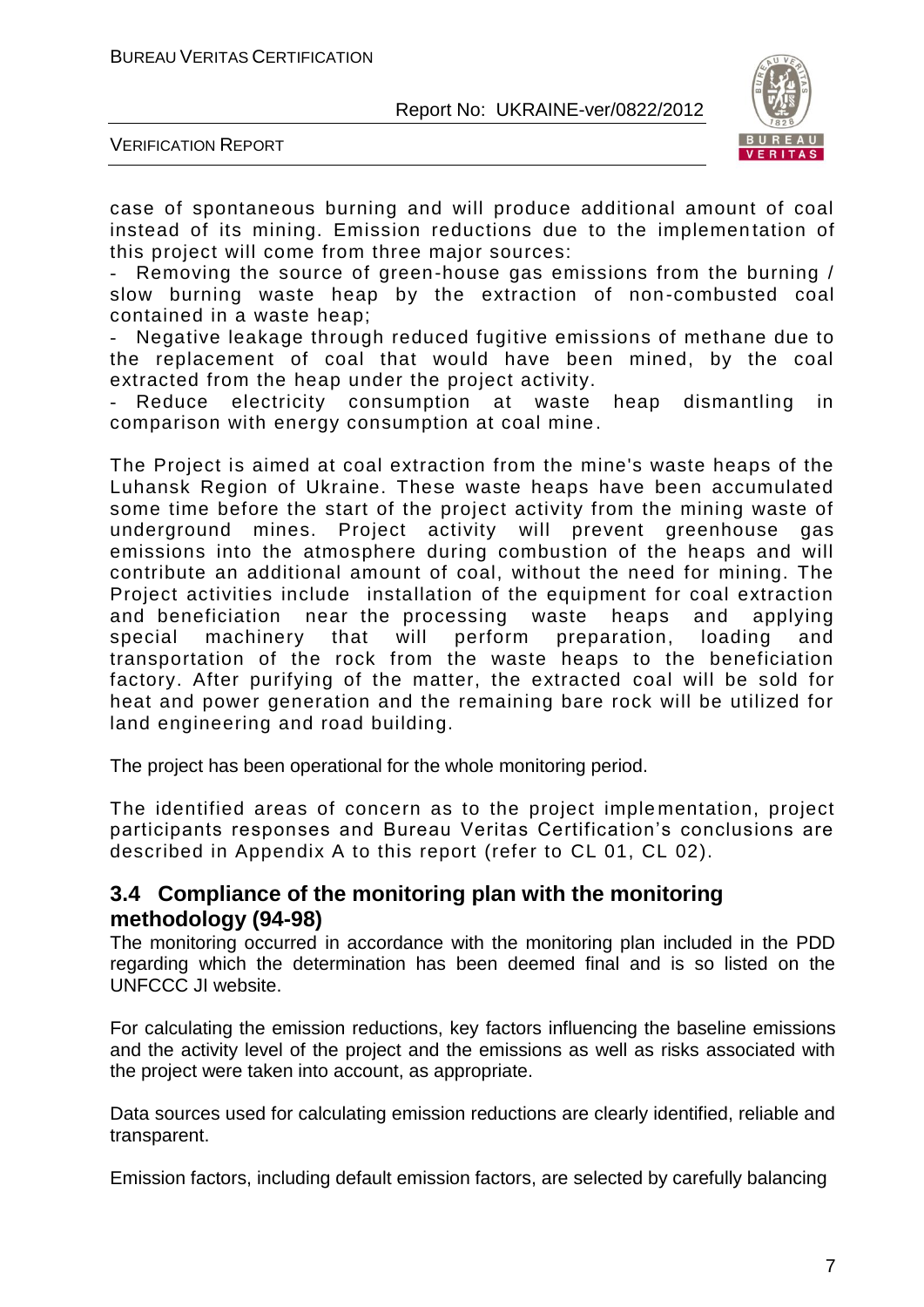case of spontaneous burning and will produce additional amount of coal instead of its mining. Emission reductions due to the implementation of this project will come from three major sources:

- Removing the source of green-house gas emissions from the burning / slow burning waste heap by the extraction of non-combusted coal contained in a waste heap;
- Negative leakage through reduced fugitive emissions of methane due to the replacement of coal that would have been mined, by the coal extracted from the heap under the project activity.
- Reduce electricity consumption at waste heap dismantling in comparison with energy consumption at coal mine.

The Project is aimed at coal extraction from the mine's waste heaps of the Luhansk Region of Ukraine. These waste heaps have been accumulated some time before the start of the project activity from the mining waste of underground mines. Project activity will prevent greenhouse gas emissions into the atmosphere during combustion of the heaps and will contribute an additional amount of coal, without the need for mining. The Project activities include installation of the equipment for coal extraction and beneficiation near the processing waste heaps and applying special machinery that will perform preparation, loading and transportation of the rock from the waste heaps to the beneficiation factory. After purifying of the matter, the extracted coal will be sold for heat and power generation and the remaining bare rock will be utilized for land engineering and road building.

The project has been operational for the whole monitoring period.

The identified areas of concern as to the project implementation, project participants responses and Bureau Veritas Certification's conclusions are described in Appendix A to this report (refer to CL 01, CL 02).

## 3.4 Compliance of the monitoring plan with the monitoring methodology (94-98)

The monitoring occurred in accordance with the monitoring plan included in the PDD regarding which the determination has been deemed final and is so listed on the UNFCCC JI website.

For calculating the emission reductions, key factors influencing the baseline emissions and the activity level of the project and the emissions as well as risks associated with the project were taken into account, as appropriate.

Data sources used for calculating emission reductions are clearly identified, reliable and transparent.

Emission factors, including default emission factors, are selected by carefully balancing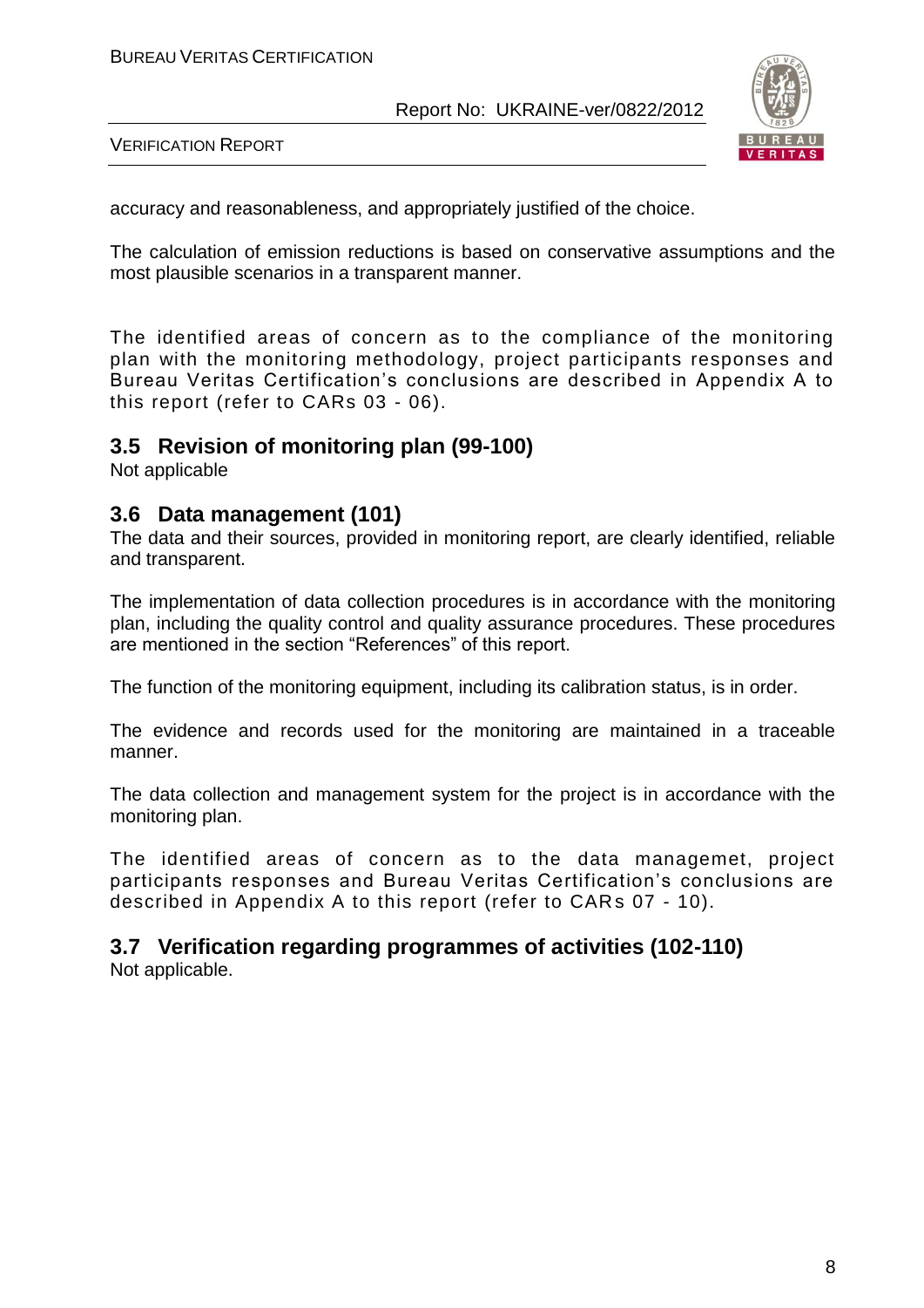accuracy and reasonableness, and appropriately justified of the choice.

The calculation of emission reductions is based on conservative assumptions and the most plausible scenarios in a transparent manner.

The identified areas of concern as to the compliance of the monitoring plan with the monitoring methodology, project participants responses and Bureau Veritas Certification's conclusions are described in Appendix A to this report (refer to CARs 03 - 06).

## 3.5 Revision of monitoring plan (99-100)

Not applicable

## 3.6 Data management (101)

The data and their sources, provided in monitoring report, are clearly identified, reliable and transparent.

The implementation of data collection procedures is in accordance with the monitoring plan, including the quality control and quality assurance procedures. These procedures are mentioned in the section "References" of this report.

The function of the monitoring equipment, including its calibration status, is in order.

The evidence and records used for the monitoring are maintained in a traceable manner.

The data collection and management system for the project is in accordance with the monitoring plan.

The identified areas of concern as to the data managemet, project participants responses and Bureau Veritas Certification's conclusions are described in Appendix A to this report (refer to CARs 07 - 10).

## 3.7 Verification regarding programmes of activities (102-110)

Not applicable.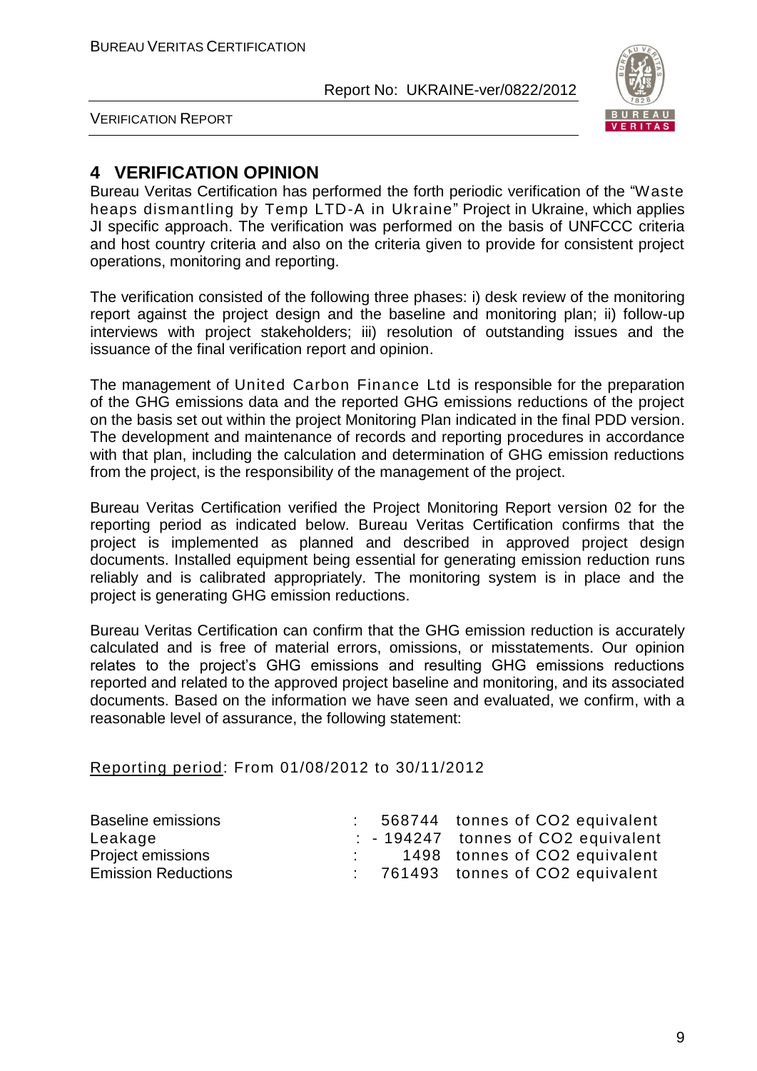# 4 VERIFICATION OPINION

Bureau Veritas Certification has performed the forth periodic verification of the "Waste heaps dismantling by Temp LTD-A in Ukraine" Project in Ukraine, which applies JI specific approach. The verification was performed on the basis of UNFCCC criteria and host country criteria and also on the criteria given to provide for consistent project operations, monitoring and reporting.

The verification consisted of the following three phases: i) desk review of the monitoring report against the project design and the baseline and monitoring plan; ii) follow-up interviews with project stakeholders; iii) resolution of outstanding issues and the issuance of the final verification report and opinion.

The management of United Carbon Finance Ltd is responsible for the preparation of the GHG emissions data and the reported GHG emissions reductions of the project on the basis set out within the project Monitoring Plan indicated in the final PDD version. The development and maintenance of records and reporting procedures in accordance with that plan, including the calculation and determination of GHG emission reductions from the project, is the responsibility of the management of the project.

Bureau Veritas Certification verified the Project Monitoring Report version 02 for the reporting period as indicated below. Bureau Veritas Certification confirms that the project is implemented as planned and described in approved project design documents. Installed equipment being essential for generating emission reduction runs reliably and is calibrated appropriately. The monitoring system is in place and the project is generating GHG emission reductions.

Bureau Veritas Certification can confirm that the GHG emission reduction is accurately calculated and is free of material errors, omissions, or misstatements. Our opinion relates to the project's GHG emissions and resulting GHG emissions reductions reported and related to the approved project baseline and monitoring, and its associated documents. Based on the information we have seen and evaluated, we confirm, with a reasonable level of assurance, the following statement:

Reporting period: From 01/08/2012 to 30/11/2012

| | | | |
|---|---|---|---|
| Baseline emissions | : | 568744 | tonnes of CO2 equivalent |
| Leakage | : | - 194247 | tonnes of CO2 equivalent |
| Project emissions | : | 1498 | tonnes of CO2 equivalent |
| Emission Reductions | : | 761493 | tonnes of CO2 equivalent |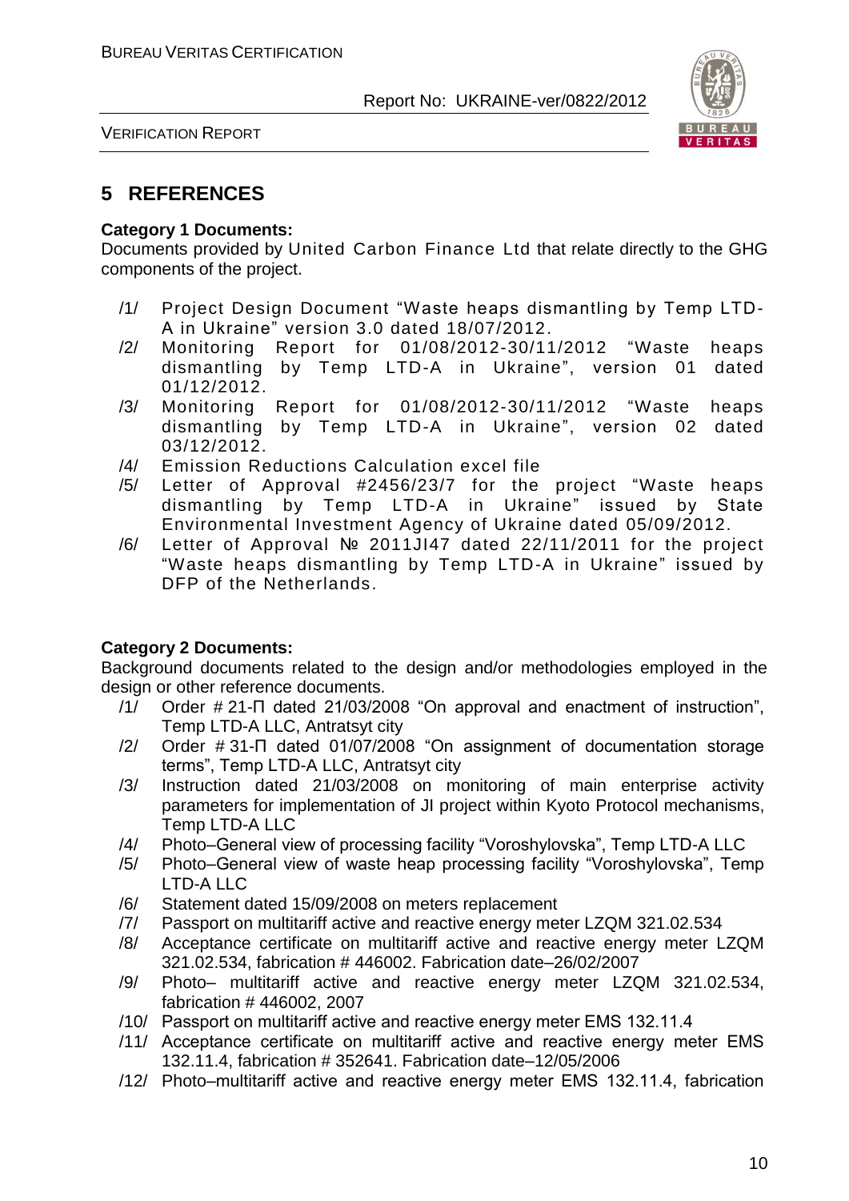## 5 REFERENCES

**Category 1 Documents:**

Documents provided by United Carbon Finance Ltd that relate directly to the GHG components of the project.

/1/ Project Design Document "Waste heaps dismantling by Temp LTD-A in Ukraine" version 3.0 dated 18/07/2012.

/2/ Monitoring Report for 01/08/2012-30/11/2012 "Waste heaps dismantling by Temp LTD-A in Ukraine", version 01 dated 01/12/2012.

/3/ Monitoring Report for 01/08/2012-30/11/2012 "Waste heaps dismantling by Temp LTD-A in Ukraine", version 02 dated 03/12/2012.

/4/ Emission Reductions Calculation excel file

/5/ Letter of Approval #2456/23/7 for the project "Waste heaps dismantling by Temp LTD-A in Ukraine" issued by State Environmental Investment Agency of Ukraine dated 05/09/2012.

/6/ Letter of Approval № 2011JI47 dated 22/11/2011 for the project "Waste heaps dismantling by Temp LTD-A in Ukraine" issued by DFP of the Netherlands.

**Category 2 Documents:**

Background documents related to the design and/or methodologies employed in the design or other reference documents.

/1/ Order # 21-П dated 21/03/2008 "On approval and enactment of instruction", Temp LTD-A LLC, Antratsyt city

/2/ Order # 31-П dated 01/07/2008 "On assignment of documentation storage terms", Temp LTD-A LLC, Antratsyt city

/3/ Instruction dated 21/03/2008 on monitoring of main enterprise activity parameters for implementation of JI project within Kyoto Protocol mechanisms, Temp LTD-A LLC

/4/ Photo–General view of processing facility "Voroshylovska", Temp LTD-A LLC

/5/ Photo–General view of waste heap processing facility "Voroshylovska", Temp LTD-A LLC

/6/ Statement dated 15/09/2008 on meters replacement

/7/ Passport on multitariff active and reactive energy meter LZQM 321.02.534

/8/ Acceptance certificate on multitariff active and reactive energy meter LZQM 321.02.534, fabrication # 446002. Fabrication date–26/02/2007

/9/ Photo– multitariff active and reactive energy meter LZQM 321.02.534, fabrication # 446002, 2007

/10/ Passport on multitariff active and reactive energy meter EMS 132.11.4

/11/ Acceptance certificate on multitariff active and reactive energy meter EMS 132.11.4, fabrication # 352641. Fabrication date–12/05/2006

/12/ Photo–multitariff active and reactive energy meter EMS 132.11.4, fabrication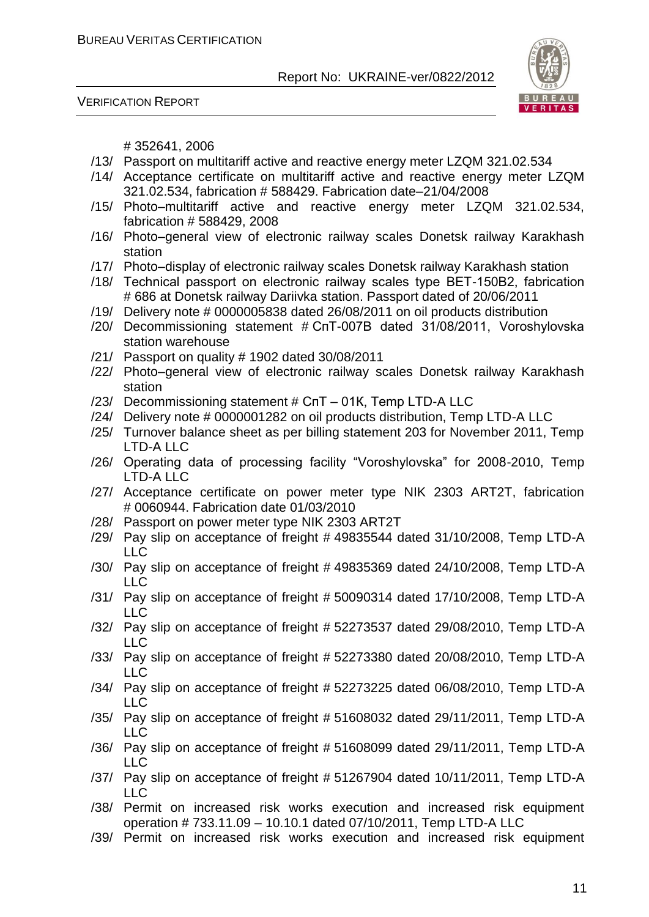# 352641, 2006

/13/ Passport on multitariff active and reactive energy meter LZQM 321.02.534

/14/ Acceptance certificate on multitariff active and reactive energy meter LZQM 321.02.534, fabrication # 588429. Fabrication date–21/04/2008

/15/ Photo–multitariff active and reactive energy meter LZQM 321.02.534, fabrication # 588429, 2008

/16/ Photo–general view of electronic railway scales Donetsk railway Karakhash station

/17/ Photo–display of electronic railway scales Donetsk railway Karakhash station

/18/ Technical passport on electronic railway scales type ВЕТ-150В2, fabrication # 686 at Donetsk railway Dariivka station. Passport dated of 20/06/2011

/19/ Delivery note # 0000005838 dated 26/08/2011 on oil products distribution

/20/ Decommissioning statement # СпТ-007В dated 31/08/2011, Voroshylovska station warehouse

/21/ Passport on quality # 1902 dated 30/08/2011

/22/ Photo–general view of electronic railway scales Donetsk railway Karakhash station

/23/ Decommissioning statement # СпТ – 01К, Temp LTD-A LLC

/24/ Delivery note # 0000001282 on oil products distribution, Temp LTD-A LLC

/25/ Turnover balance sheet as per billing statement 203 for November 2011, Temp LTD-A LLC

/26/ Operating data of processing facility “Voroshylovska” for 2008-2010, Temp LTD-A LLC

/27/ Acceptance certificate on power meter type NIK 2303 ART2T, fabrication # 0060944. Fabrication date 01/03/2010

/28/ Passport on power meter type NIK 2303 ART2T

/29/ Pay slip on acceptance of freight # 49835544 dated 31/10/2008, Temp LTD-A LLC

/30/ Pay slip on acceptance of freight # 49835369 dated 24/10/2008, Temp LTD-A LLC

/31/ Pay slip on acceptance of freight # 50090314 dated 17/10/2008, Temp LTD-A LLC

/32/ Pay slip on acceptance of freight # 52273537 dated 29/08/2010, Temp LTD-A LLC

/33/ Pay slip on acceptance of freight # 52273380 dated 20/08/2010, Temp LTD-A LLC

/34/ Pay slip on acceptance of freight # 52273225 dated 06/08/2010, Temp LTD-A LLC

/35/ Pay slip on acceptance of freight # 51608032 dated 29/11/2011, Temp LTD-A LLC

/36/ Pay slip on acceptance of freight # 51608099 dated 29/11/2011, Temp LTD-A LLC

/37/ Pay slip on acceptance of freight # 51267904 dated 10/11/2011, Temp LTD-A LLC

/38/ Permit on increased risk works execution and increased risk equipment operation # 733.11.09 – 10.10.1 dated 07/10/2011, Temp LTD-A LLC

/39/ Permit on increased risk works execution and increased risk equipment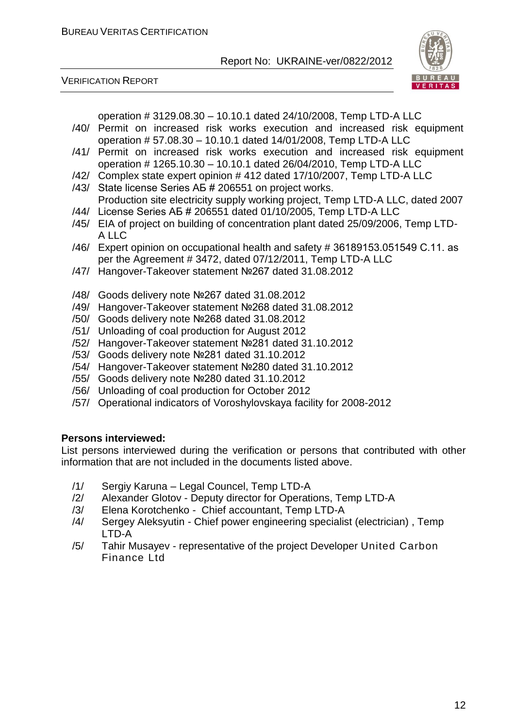operation # 3129.08.30 – 10.10.1 dated 24/10/2008, Temp LTD-A LLC

/40/ Permit on increased risk works execution and increased risk equipment operation # 57.08.30 – 10.10.1 dated 14/01/2008, Temp LTD-A LLC

/41/ Permit on increased risk works execution and increased risk equipment operation # 1265.10.30 – 10.10.1 dated 26/04/2010, Temp LTD-A LLC

/42/ Complex state expert opinion # 412 dated 17/10/2007, Temp LTD-A LLC

/43/ State license Series АБ # 206551 on project works. Production site electricity supply working project, Temp LTD-A LLC, dated 2007

/44/ License Series АБ # 206551 dated 01/10/2005, Temp LTD-A LLC

/45/ EIA of project on building of concentration plant dated 25/09/2006, Temp LTD-A LLC

/46/ Expert opinion on occupational health and safety # 36189153.051549 С.11. as per the Agreement # 3472, dated 07/12/2011, Temp LTD-A LLC

/47/ Hangover-Takeover statement №267 dated 31.08.2012

/48/ Goods delivery note №267 dated 31.08.2012

/49/ Hangover-Takeover statement №268 dated 31.08.2012

/50/ Goods delivery note №268 dated 31.08.2012

/51/ Unloading of coal production for August 2012

/52/ Hangover-Takeover statement №281 dated 31.10.2012

/53/ Goods delivery note №281 dated 31.10.2012

/54/ Hangover-Takeover statement №280 dated 31.10.2012

/55/ Goods delivery note №280 dated 31.10.2012

/56/ Unloading of coal production for October 2012

/57/ Operational indicators of Voroshylovskaya facility for 2008-2012

**Persons interviewed:**

List persons interviewed during the verification or persons that contributed with other information that are not included in the documents listed above.

/1/ Sergiy Karuna – Legal Councel, Temp LTD-A

/2/ Alexander Glotov - Deputy director for Operations, Temp LTD-A

/3/ Elena Korotchenko - Chief accountant, Temp LTD-A

/4/ Sergey Aleksyutin - Chief power engineering specialist (electrician) , Temp LTD-A

/5/ Tahir Musayev - representative of the project Developer United Carbon Finance Ltd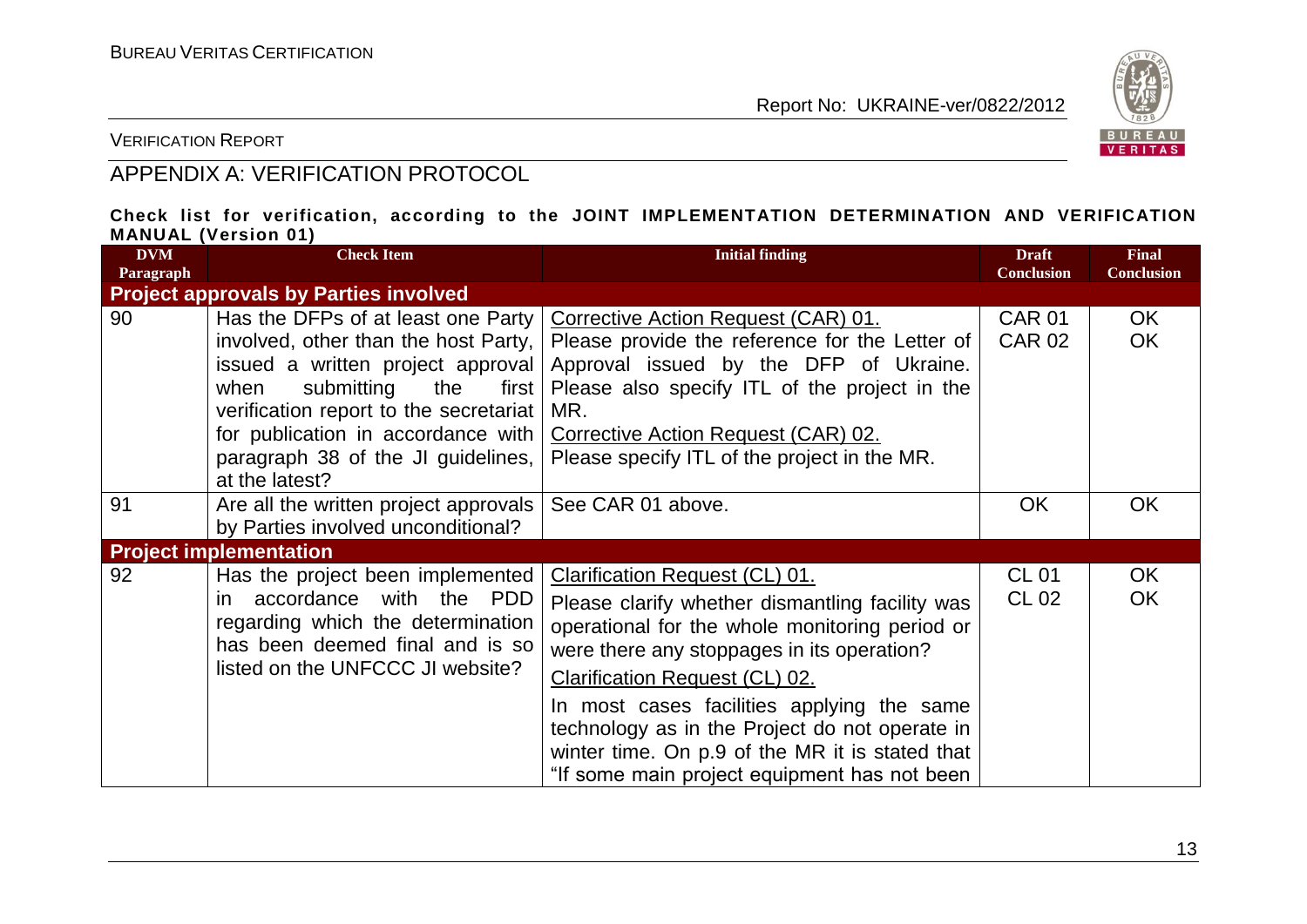## APPENDIX A: VERIFICATION PROTOCOL

**Check list for verification, according to the JOINT IMPLEMENTATION DETERMINATION AND VERIFICATION MANUAL (Version 01)**

| DVM Paragraph | Check Item | Initial finding | Draft Conclusion | Final Conclusion |
|---|---|---|---|---|
| **Project approvals by Parties involved** | | | | |
| 90 | Has the DFPs of at least one Party involved, other than the host Party, issued a written project approval when submitting the first verification report to the secretariat for publication in accordance with paragraph 38 of the JI guidelines, at the latest? | Corrective Action Request (CAR) 01.<br>Please provide the reference for the Letter of Approval issued by the DFP of Ukraine. Please also specify ITL of the project in the MR.<br>Corrective Action Request (CAR) 02.<br>Please specify ITL of the project in the MR. | CAR 01<br>CAR 02 | OK<br>OK |
| 91 | Are all the written project approvals by Parties involved unconditional? | See CAR 01 above. | OK | OK |
| **Project implementation** | | | | |
| 92 | Has the project been implemented in accordance with the PDD regarding which the determination has been deemed final and is so listed on the UNFCCC JI website? | Clarification Request (CL) 01.<br>Please clarify whether dismantling facility was operational for the whole monitoring period or were there any stoppages in its operation?<br>Clarification Request (CL) 02.<br>In most cases facilities applying the same technology as in the Project do not operate in winter time. On p.9 of the MR it is stated that "If some main project equipment has not been | CL 01<br>CL 02 | OK<br>OK |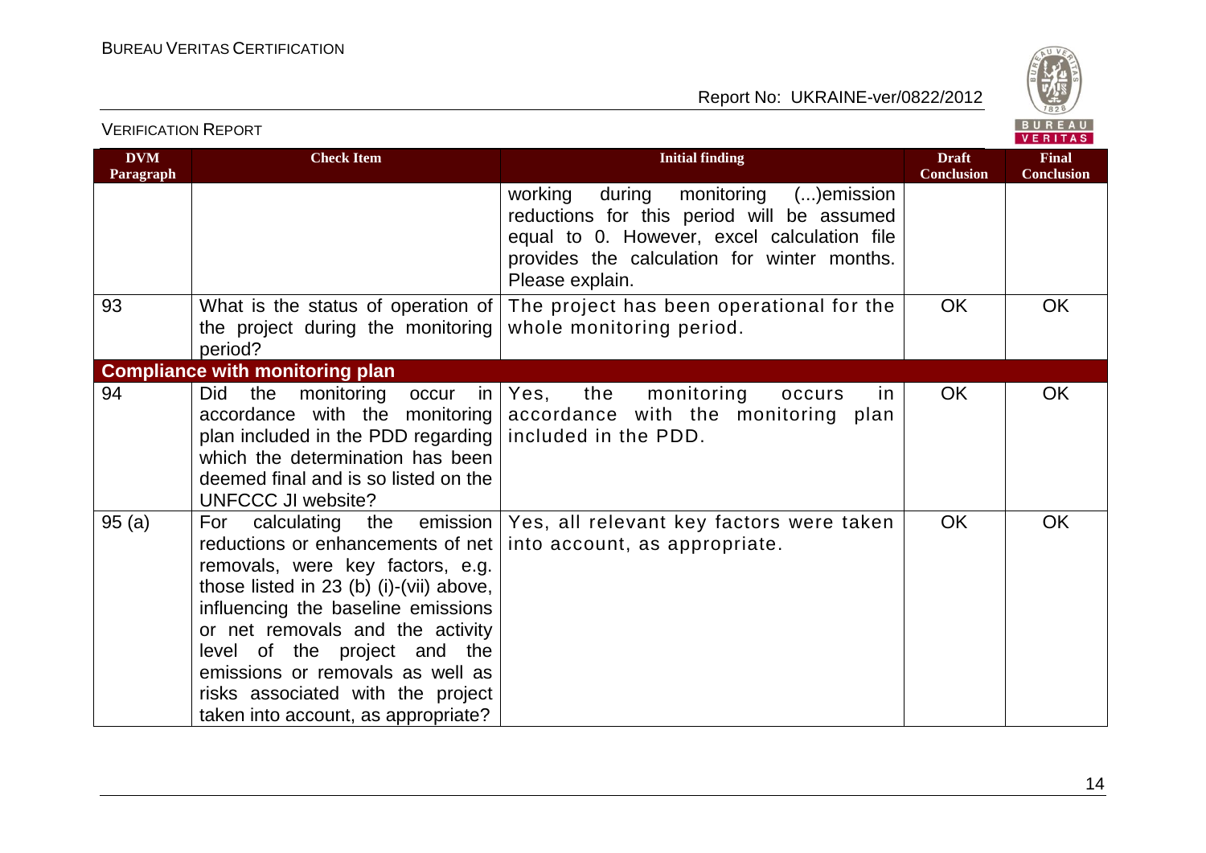| DVM Paragraph | Check Item | Initial finding | Draft Conclusion | Final Conclusion |
|---|---|---|---|---|
| | | working during monitoring (...)emission reductions for this period will be assumed equal to 0. However, excel calculation file provides the calculation for winter months. Please explain. | | |
| 93 | What is the status of operation of the project during the monitoring period? | The project has been operational for the whole monitoring period. | OK | OK |
| **Compliance with monitoring plan** | | | | |
| 94 | Did the monitoring occur in accordance with the monitoring plan included in the PDD regarding which the determination has been deemed final and is so listed on the UNFCCC JI website? | Yes, the monitoring occurs in accordance with the monitoring plan included in the PDD. | OK | OK |
| 95 (a) | For calculating the emission reductions or enhancements of net removals, were key factors, e.g. those listed in 23 (b) (i)-(vii) above, influencing the baseline emissions or net removals and the activity level of the project and the emissions or removals as well as risks associated with the project taken into account, as appropriate? | Yes, all relevant key factors were taken into account, as appropriate. | OK | OK |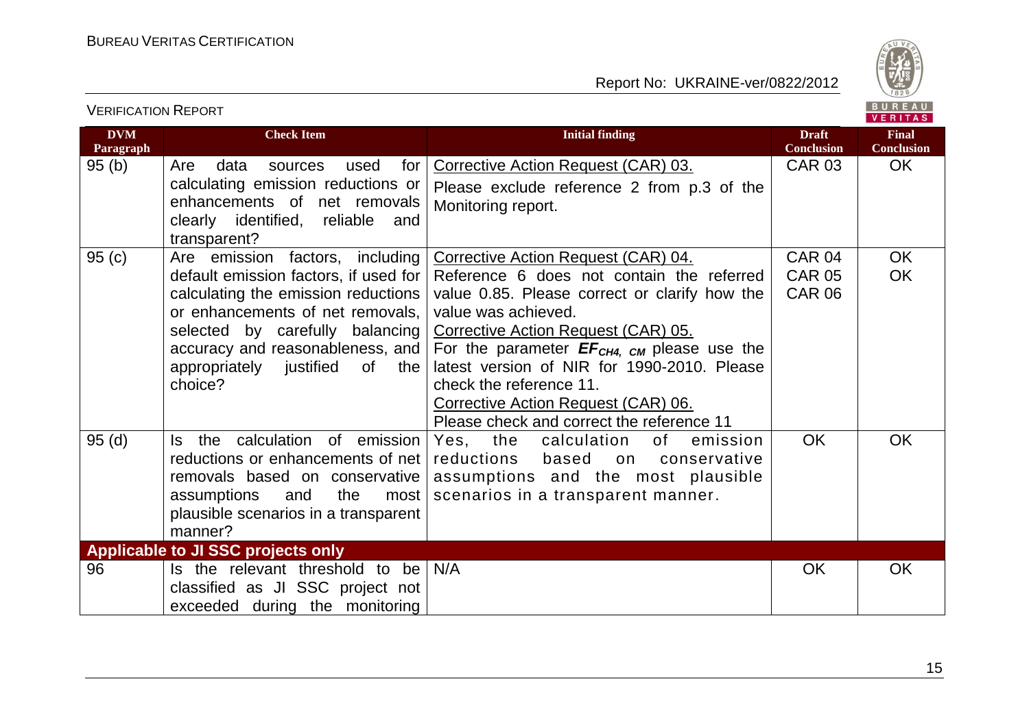| DVM Paragraph | Check Item | Initial finding | Draft Conclusion | Final Conclusion |
|---|---|---|---|---|
| 95 (b) | Are data sources used for calculating emission reductions or enhancements of net removals clearly identified, reliable and transparent? | Corrective Action Request (CAR) 03.<br>Please exclude reference 2 from p.3 of the Monitoring report. | CAR 03 | OK |
| 95 (c) | Are emission factors, including default emission factors, if used for calculating the emission reductions or enhancements of net removals, selected by carefully balancing accuracy and reasonableness, and appropriately justified of the choice? | Corrective Action Request (CAR) 04.<br>Reference 6 does not contain the referred value 0.85. Please correct or clarify how the value was achieved.<br>Corrective Action Request (CAR) 05.<br>For the parameter $EF_{CH4,\ CM}$ please use the latest version of NIR for 1990-2010. Please check the reference 11.<br>Corrective Action Request (CAR) 06.<br>Please check and correct the reference 11 | CAR 04<br>CAR 05<br>CAR 06 | OK<br>OK |
| 95 (d) | Is the calculation of emission reductions or enhancements of net removals based on conservative assumptions and the most plausible scenarios in a transparent manner? | Yes, the calculation of emission reductions based on conservative assumptions and the most plausible scenarios in a transparent manner. | OK | OK |
| **Applicable to JI SSC projects only** | | | | |
| 96 | Is the relevant threshold to be classified as JI SSC project not exceeded during the monitoring | N/A | OK | OK |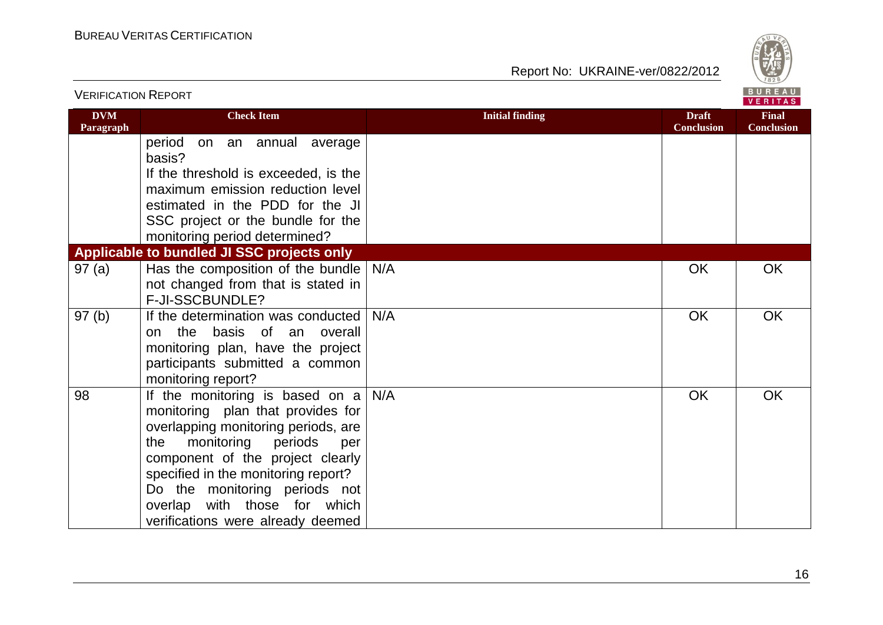| DVM Paragraph | Check Item | Initial finding | Draft Conclusion | Final Conclusion |
|---|---|---|---|---|
| | period on an annual average basis? If the threshold is exceeded, is the maximum emission reduction level estimated in the PDD for the JI SSC project or the bundle for the monitoring period determined? | | | |
| **Applicable to bundled JI SSC projects only** | | | | |
| 97 (a) | Has the composition of the bundle not changed from that is stated in F-JI-SSCBUNDLE? | N/A | OK | OK |
| 97 (b) | If the determination was conducted on the basis of an overall monitoring plan, have the project participants submitted a common monitoring report? | N/A | OK | OK |
| 98 | If the monitoring is based on a monitoring plan that provides for overlapping monitoring periods, are the monitoring periods per component of the project clearly specified in the monitoring report? Do the monitoring periods not overlap with those for which verifications were already deemed | N/A | OK | OK |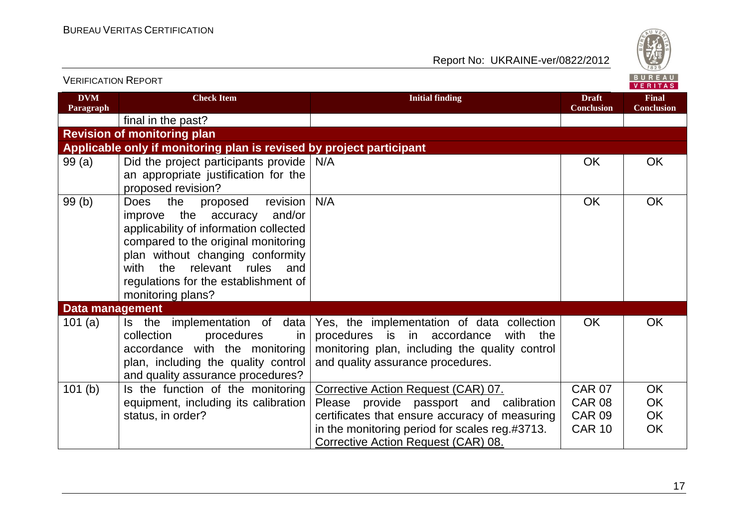| DVM Paragraph | Check Item | Initial finding | Draft Conclusion | Final Conclusion |
|---|---|---|---|---|
| | final in the past? | | | |
| **Revision of monitoring plan** | | | | |
| **Applicable only if monitoring plan is revised by project participant** | | | | |
| 99 (a) | Did the project participants provide an appropriate justification for the proposed revision? | N/A | OK | OK |
| 99 (b) | Does the proposed revision improve the accuracy and/or applicability of information collected compared to the original monitoring plan without changing conformity with the relevant rules and regulations for the establishment of monitoring plans? | N/A | OK | OK |
| **Data management** | | | | |
| 101 (a) | Is the implementation of data collection procedures in accordance with the monitoring plan, including the quality control and quality assurance procedures? | Yes, the implementation of data collection procedures is in accordance with the monitoring plan, including the quality control and quality assurance procedures. | OK | OK |
| 101 (b) | Is the function of the monitoring equipment, including its calibration status, in order? | Corrective Action Request (CAR) 07.<br>Please provide passport and calibration certificates that ensure accuracy of measuring in the monitoring period for scales reg.#3713.<br>Corrective Action Request (CAR) 08. | CAR 07<br>CAR 08<br>CAR 09<br>CAR 10 | OK<br>OK<br>OK<br>OK |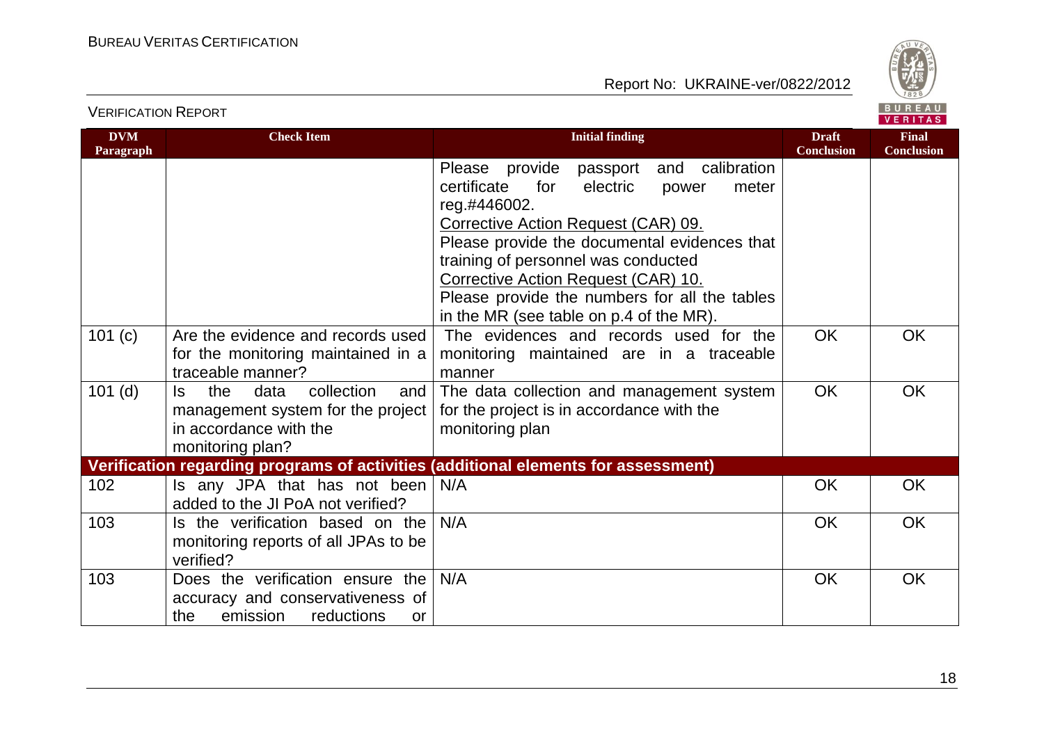| DVM Paragraph | Check Item | Initial finding | Draft Conclusion | Final Conclusion |
|---|---|---|---|---|
| | | Please provide passport and calibration certificate for electric power meter reg.#446002.<br>Corrective Action Request (CAR) 09.<br>Please provide the documental evidences that training of personnel was conducted<br>Corrective Action Request (CAR) 10.<br>Please provide the numbers for all the tables in the MR (see table on p.4 of the MR). | | |
| 101 (c) | Are the evidence and records used for the monitoring maintained in a traceable manner? | The evidences and records used for the monitoring maintained are in a traceable manner | OK | OK |
| 101 (d) | Is the data collection and management system for the project in accordance with the monitoring plan? | The data collection and management system for the project is in accordance with the monitoring plan | OK | OK |
| **Verification regarding programs of activities (additional elements for assessment)** | | | | |
| 102 | Is any JPA that has not been added to the JI PoA not verified? | N/A | OK | OK |
| 103 | Is the verification based on the monitoring reports of all JPAs to be verified? | N/A | OK | OK |
| 103 | Does the verification ensure the accuracy and conservativeness of the emission reductions or | N/A | OK | OK |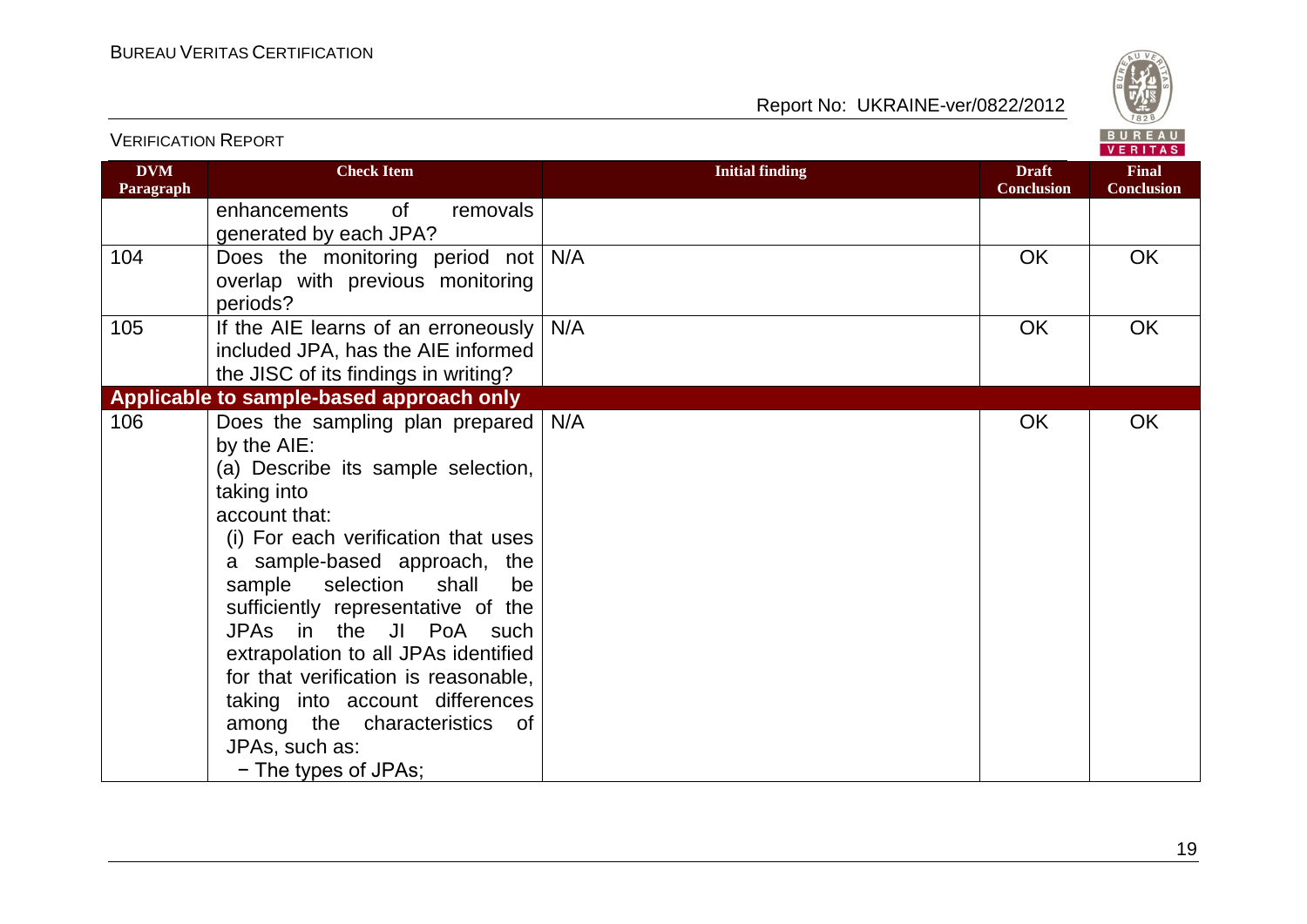| DVM Paragraph | Check Item | Initial finding | Draft Conclusion | Final Conclusion |
|---|---|---|---|---|
| | enhancements of removals generated by each JPA? | | | |
| 104 | Does the monitoring period not overlap with previous monitoring periods? | N/A | OK | OK |
| 105 | If the AIE learns of an erroneously included JPA, has the AIE informed the JISC of its findings in writing? | N/A | OK | OK |
| **Applicable to sample-based approach only** | | | | |
| 106 | Does the sampling plan prepared by the AIE:<br>(a) Describe its sample selection, taking into account that:<br>(i) For each verification that uses a sample-based approach, the sample selection shall be sufficiently representative of the JPAs in the JI PoA such extrapolation to all JPAs identified for that verification is reasonable, taking into account differences among the characteristics of JPAs, such as:<br>− The types of JPAs; | N/A | OK | OK |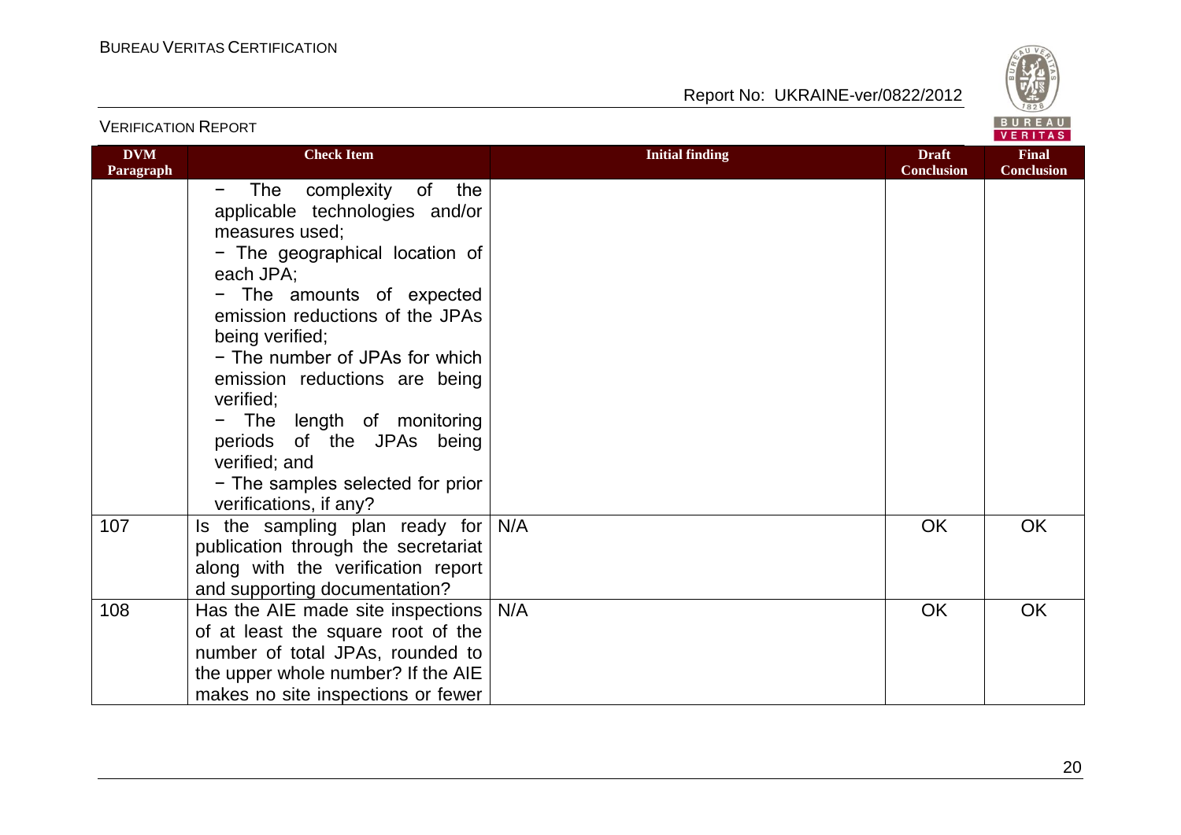| DVM Paragraph | Check Item | Initial finding | Draft Conclusion | Final Conclusion |
|---|---|---|---|---|
| | − The complexity of the applicable technologies and/or measures used;<br>− The geographical location of each JPA;<br>− The amounts of expected emission reductions of the JPAs being verified;<br>− The number of JPAs for which emission reductions are being verified;<br>− The length of monitoring periods of the JPAs being verified; and<br>− The samples selected for prior verifications, if any? | | | |
| 107 | Is the sampling plan ready for publication through the secretariat along with the verification report and supporting documentation? | N/A | OK | OK |
| 108 | Has the AIE made site inspections of at least the square root of the number of total JPAs, rounded to the upper whole number? If the AIE makes no site inspections or fewer | N/A | OK | OK |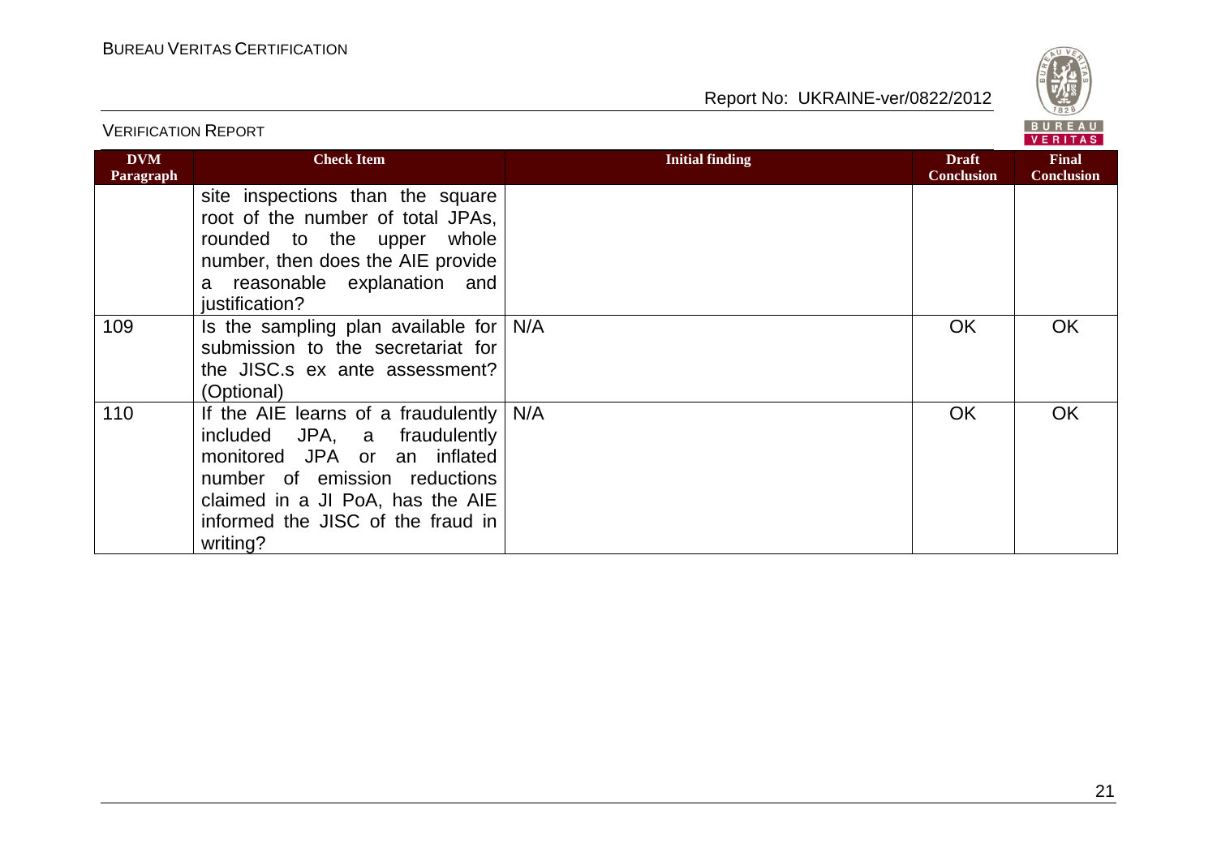| DVM Paragraph | Check Item | Initial finding | Draft Conclusion | Final Conclusion |
|---|---|---|---|---|
| | site inspections than the square root of the number of total JPAs, rounded to the upper whole number, then does the AIE provide a reasonable explanation and justification? | | | |
| 109 | Is the sampling plan available for submission to the secretariat for the JISC.s ex ante assessment? (Optional) | N/A | OK | OK |
| 110 | If the AIE learns of a fraudulently included JPA, a fraudulently monitored JPA or an inflated number of emission reductions claimed in a JI PoA, has the AIE informed the JISC of the fraud in writing? | N/A | OK | OK |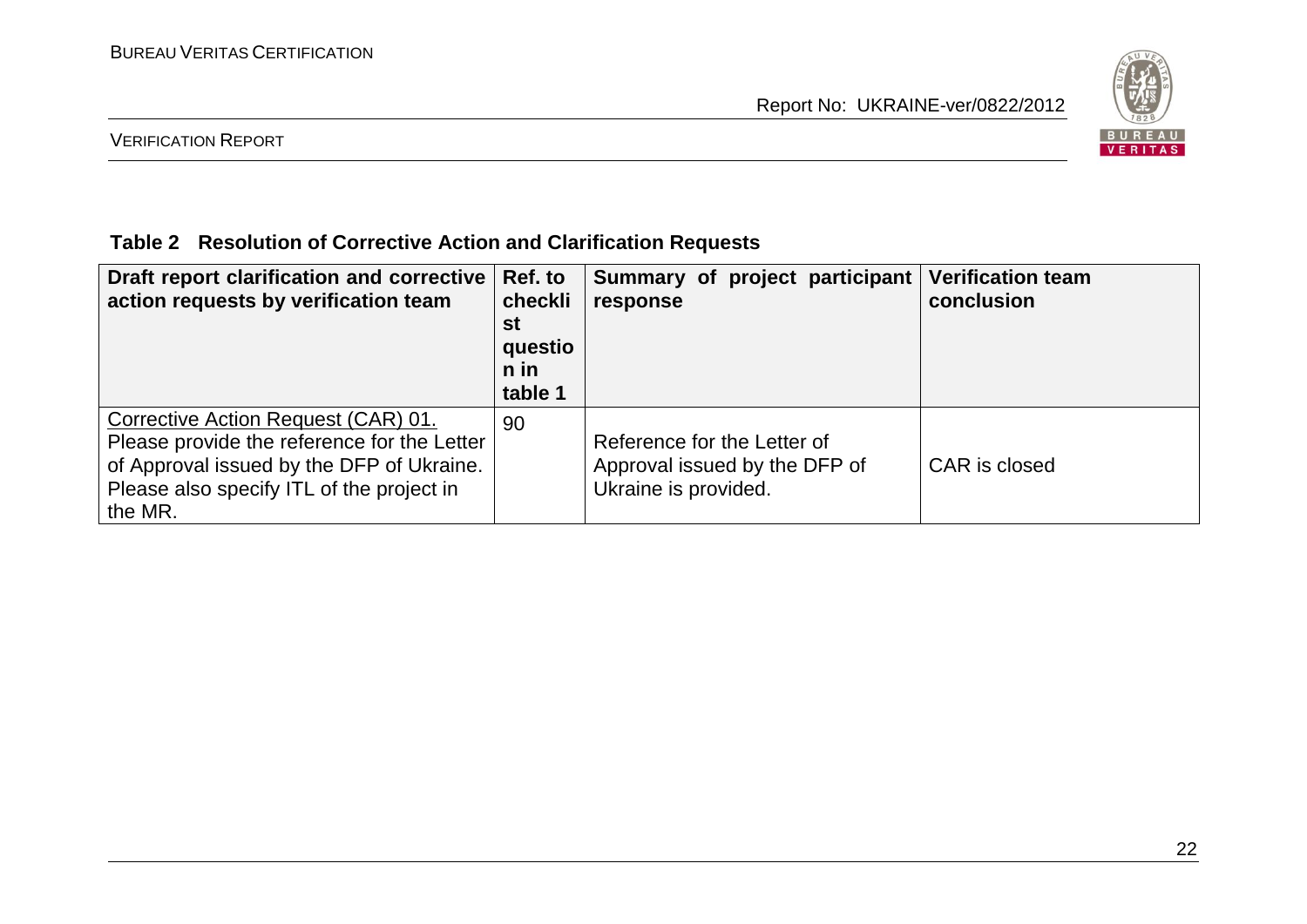**Table 2 Resolution of Corrective Action and Clarification Requests**

| Draft report clarification and corrective action requests by verification team | Ref. to checklist question in table 1 | Summary of project participant response | Verification team conclusion |
|---|---|---|---|
| Corrective Action Request (CAR) 01. Please provide the reference for the Letter of Approval issued by the DFP of Ukraine. Please also specify ITL of the project in the MR. | 90 | Reference for the Letter of Approval issued by the DFP of Ukraine is provided. | CAR is closed |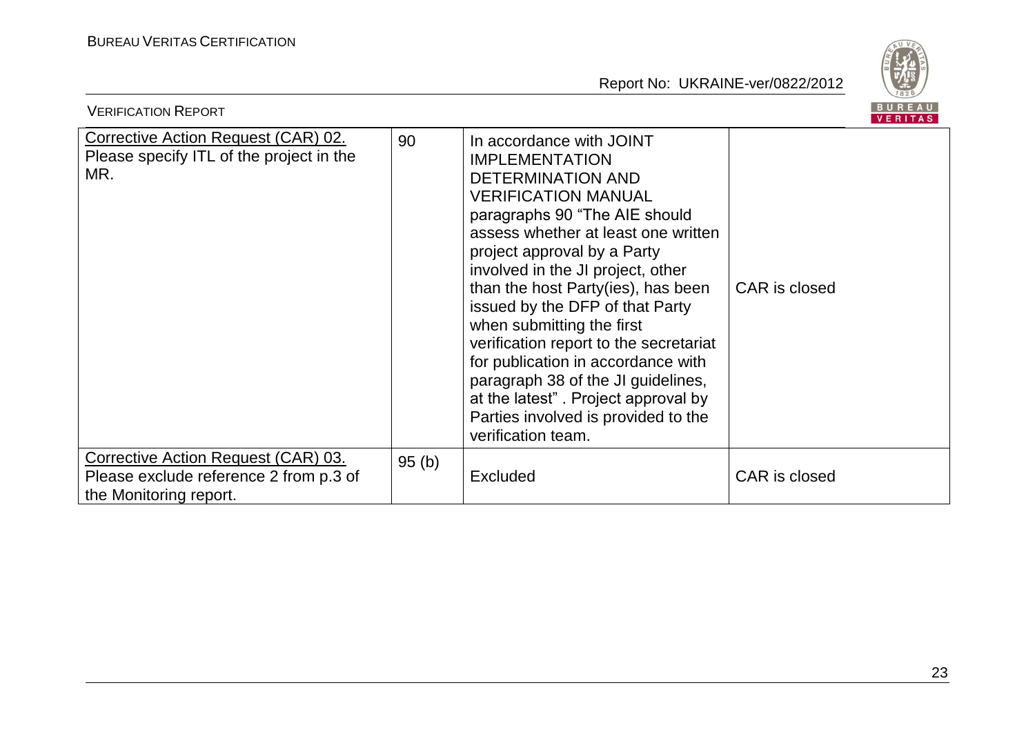| | | | |
|---|---|---|---|
| Corrective Action Request (CAR) 02. Please specify ITL of the project in the MR. | 90 | In accordance with JOINT IMPLEMENTATION DETERMINATION AND VERIFICATION MANUAL paragraphs 90 "The AIE should assess whether at least one written project approval by a Party involved in the JI project, other than the host Party(ies), has been issued by the DFP of that Party when submitting the first verification report to the secretariat for publication in accordance with paragraph 38 of the JI guidelines, at the latest" . Project approval by Parties involved is provided to the verification team. | CAR is closed |
| Corrective Action Request (CAR) 03. Please exclude reference 2 from p.3 of the Monitoring report. | 95 (b) | Excluded | CAR is closed |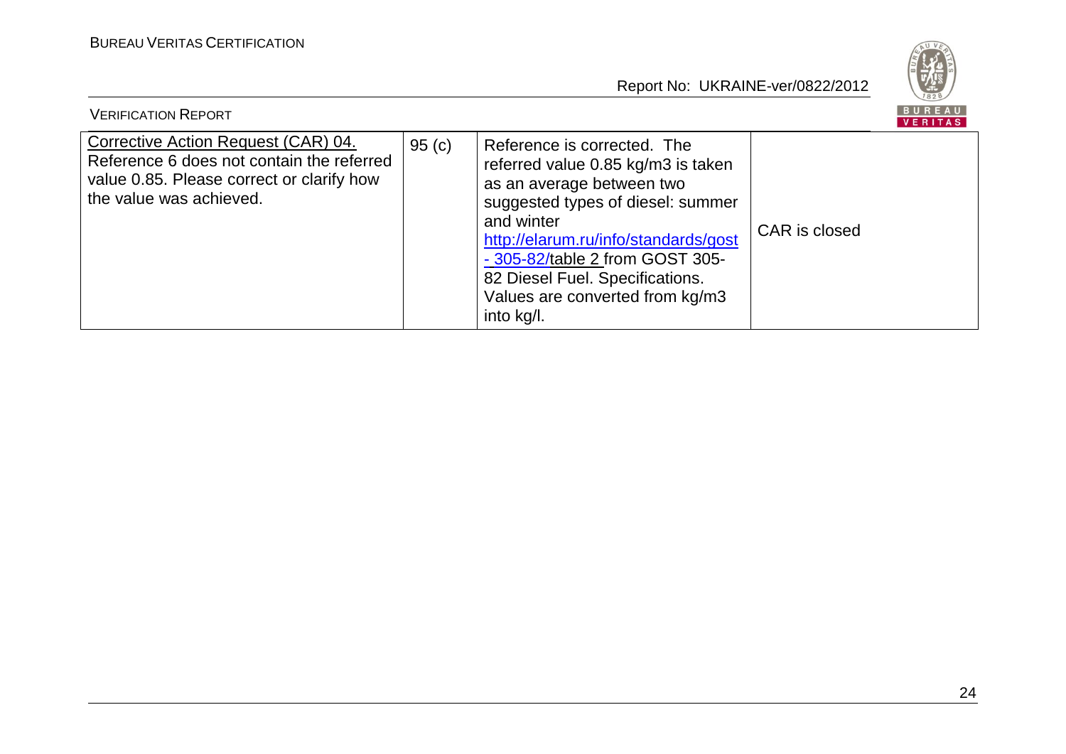| Corrective Action Request (CAR) 04. Reference 6 does not contain the referred value 0.85. Please correct or clarify how the value was achieved. | 95 (c) | Reference is corrected. The referred value 0.85 kg/m3 is taken as an average between two suggested types of diesel: summer and winter http://elarum.ru/info/standards/gost - 305-82/table 2 from GOST 305-82 Diesel Fuel. Specifications. Values are converted from kg/m3 into kg/l. | CAR is closed |
|---|---|---|---|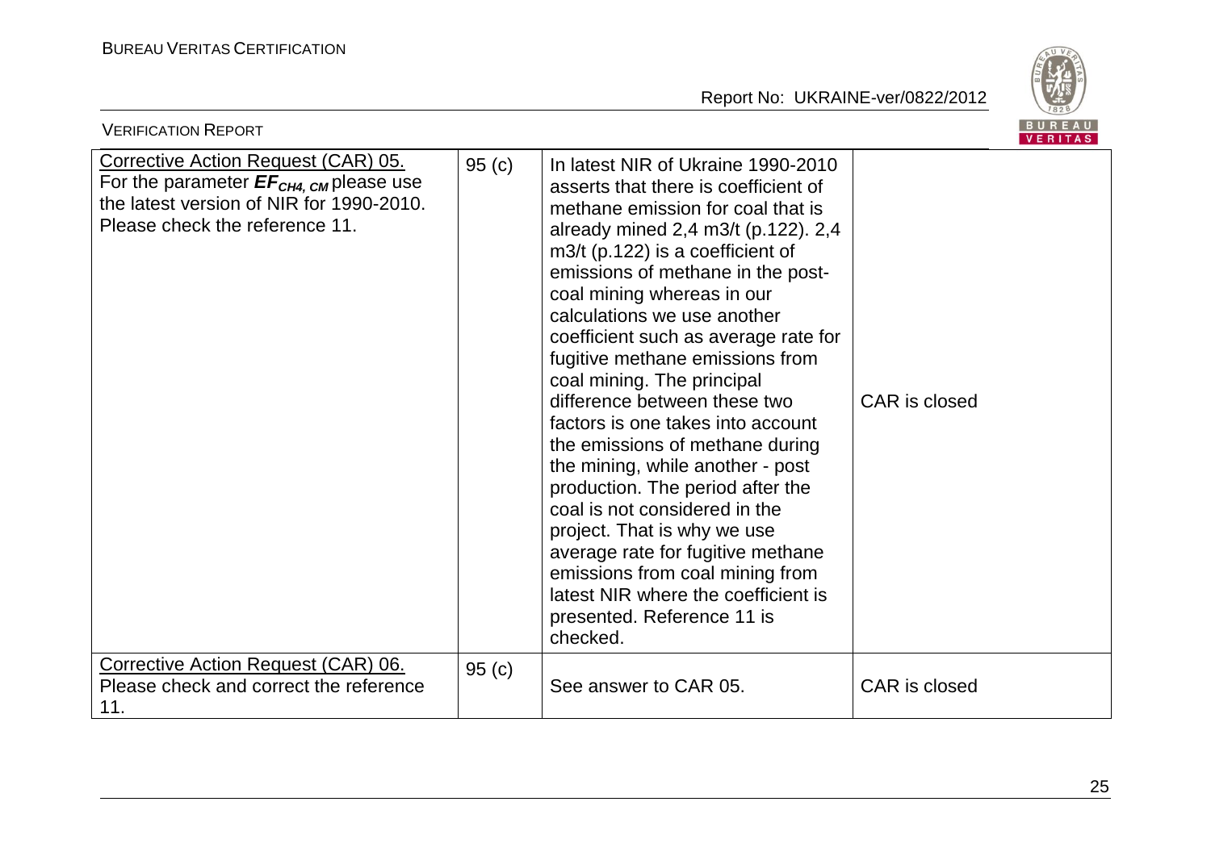| Corrective Action Request (CAR) 05. For the parameter $EF_{CH4, CM}$ please use the latest version of NIR for 1990-2010. Please check the reference 11. | 95 (c) | In latest NIR of Ukraine 1990-2010 asserts that there is coefficient of methane emission for coal that is already mined 2,4 m3/t (p.122). 2,4 m3/t (p.122) is a coefficient of emissions of methane in the post-coal mining whereas in our calculations we use another coefficient such as average rate for fugitive methane emissions from coal mining. The principal difference between these two factors is one takes into account the emissions of methane during the mining, while another - post production. The period after the coal is not considered in the project. That is why we use average rate for fugitive methane emissions from coal mining from latest NIR where the coefficient is presented. Reference 11 is checked. | CAR is closed |
|---|---|---|---|
| Corrective Action Request (CAR) 06. Please check and correct the reference 11. | 95 (c) | See answer to CAR 05. | CAR is closed |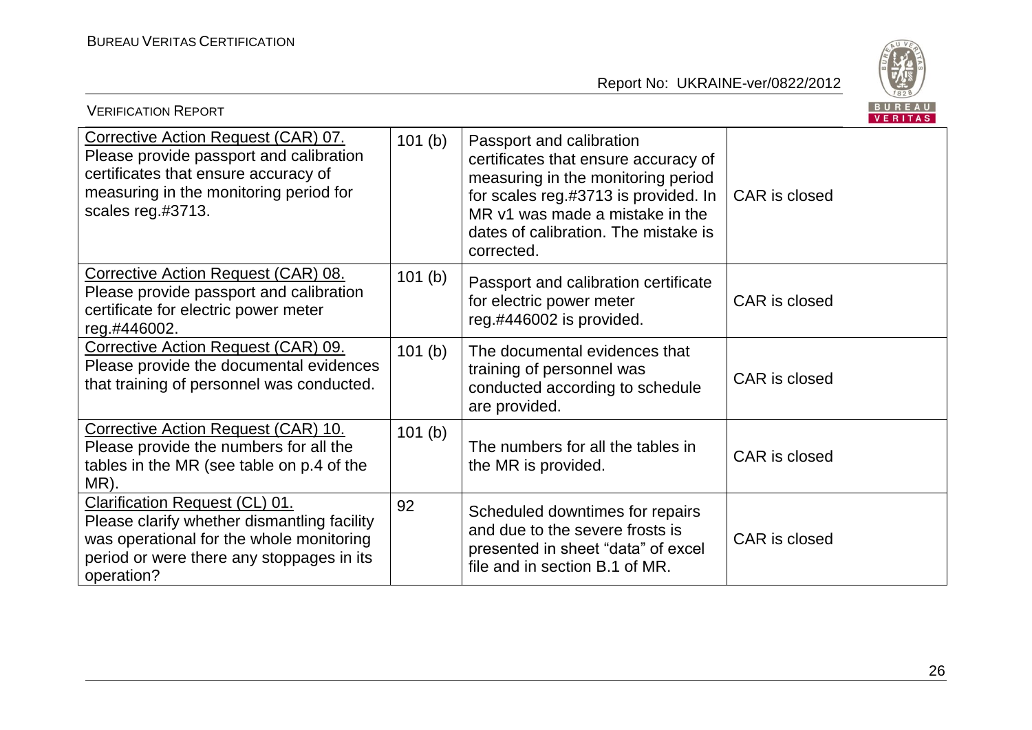| Corrective Action Request (CAR) 07. Please provide passport and calibration certificates that ensure accuracy of measuring in the monitoring period for scales reg.#3713. | 101 (b) | Passport and calibration certificates that ensure accuracy of measuring in the monitoring period for scales reg.#3713 is provided. In MR v1 was made a mistake in the dates of calibration. The mistake is corrected. | CAR is closed |
|---|---|---|---|
| Corrective Action Request (CAR) 08. Please provide passport and calibration certificate for electric power meter reg.#446002. | 101 (b) | Passport and calibration certificate for electric power meter reg.#446002 is provided. | CAR is closed |
| Corrective Action Request (CAR) 09. Please provide the documental evidences that training of personnel was conducted. | 101 (b) | The documental evidences that training of personnel was conducted according to schedule are provided. | CAR is closed |
| Corrective Action Request (CAR) 10. Please provide the numbers for all the tables in the MR (see table on p.4 of the MR). | 101 (b) | The numbers for all the tables in the MR is provided. | CAR is closed |
| Clarification Request (CL) 01. Please clarify whether dismantling facility was operational for the whole monitoring period or were there any stoppages in its operation? | 92 | Scheduled downtimes for repairs and due to the severe frosts is presented in sheet “data” of excel file and in section B.1 of MR. | CAR is closed |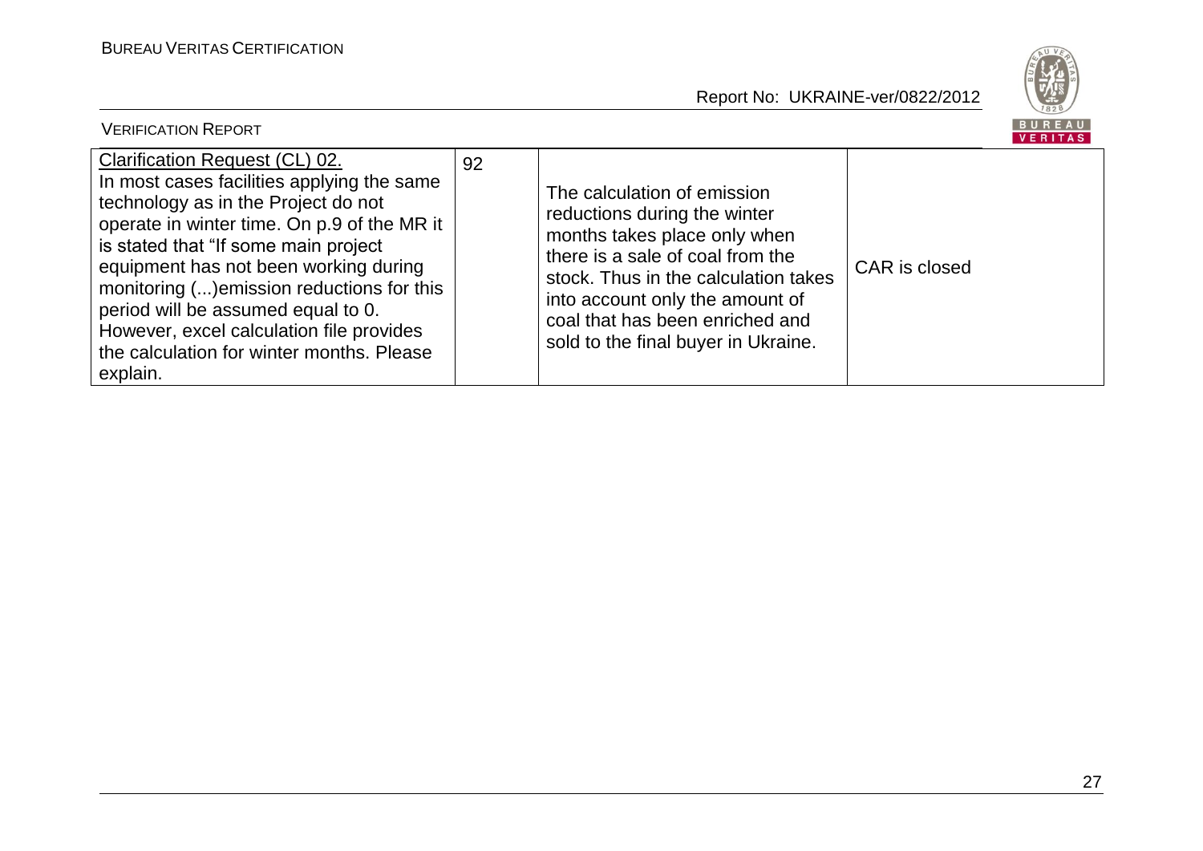| | | | |
|---|---|---|---|
| Clarification Request (CL) 02.<br>In most cases facilities applying the same technology as in the Project do not operate in winter time. On p.9 of the MR it is stated that "If some main project equipment has not been working during monitoring (...)emission reductions for this period will be assumed equal to 0. However, excel calculation file provides the calculation for winter months. Please explain. | 92 | The calculation of emission reductions during the winter months takes place only when there is a sale of coal from the stock. Thus in the calculation takes into account only the amount of coal that has been enriched and sold to the final buyer in Ukraine. | CAR is closed |